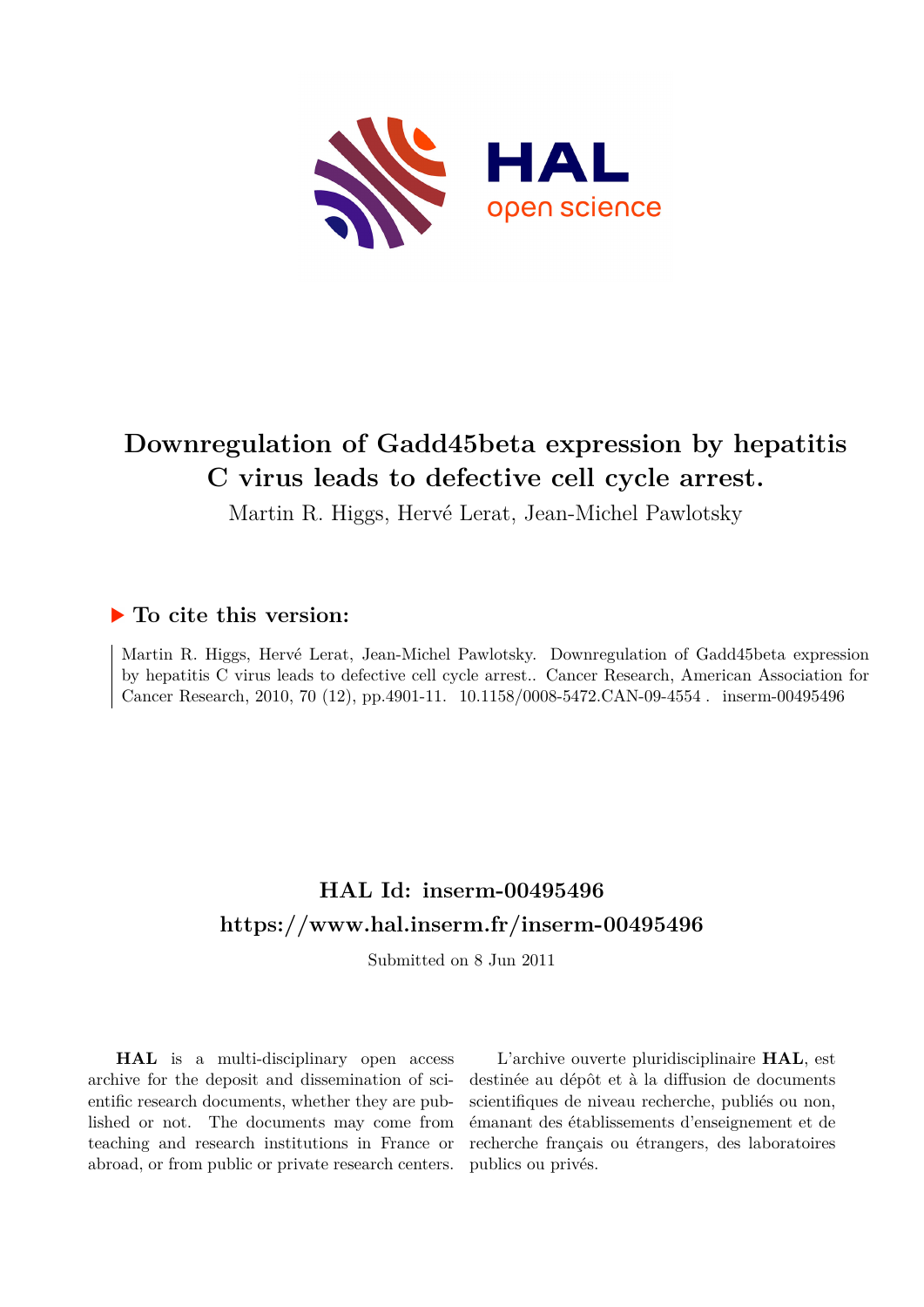# Downregulation of Gadd45beta expression by hepatitis C virus leads to defective cell cycle arrest.

Martin R. Higgs, Hervé Lerat, Jean-Michel Pawlotsky

## ▶ To cite this version:

Martin R. Higgs, Hervé Lerat, Jean-Michel Pawlotsky. Downregulation of Gadd45beta expression by hepatitis C virus leads to defective cell cycle arrest.. Cancer Research, American Association for Cancer Research, 2010, 70 (12), pp.4901-11. 10.1158/0008-5472.CAN-09-4554 . inserm-00495496

## HAL Id: inserm-00495496

## https://www.hal.inserm.fr/inserm-00495496

Submitted on 8 Jun 2011

**HAL** is a multi-disciplinary open access archive for the deposit and dissemination of scientific research documents, whether they are published or not. The documents may come from teaching and research institutions in France or abroad, or from public or private research centers.

L'archive ouverte pluridisciplinaire **HAL**, est destinée au dépôt et à la diffusion de documents scientifiques de niveau recherche, publiés ou non, émanant des établissements d'enseignement et de recherche français ou étrangers, des laboratoires publics ou privés.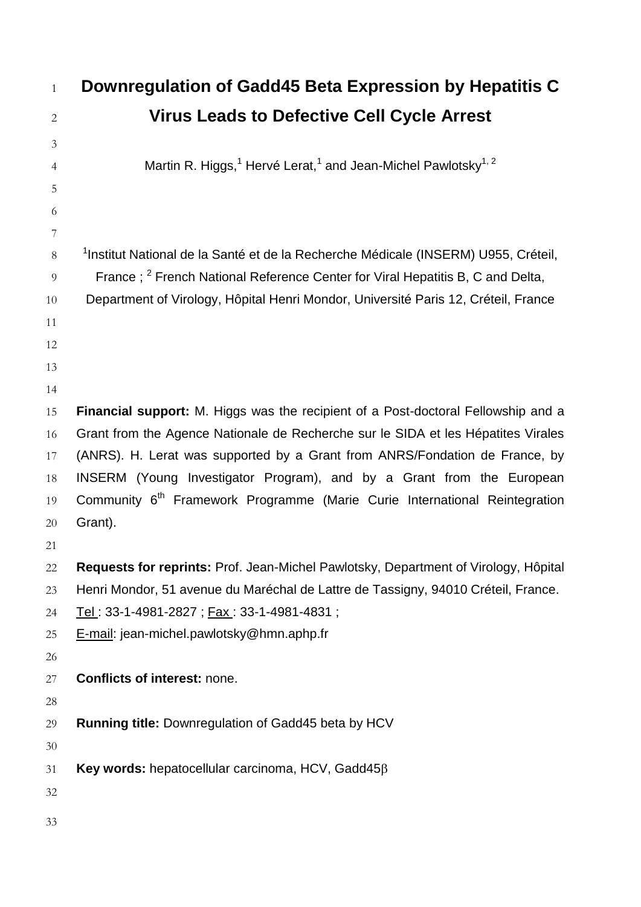# Downregulation of Gadd45 Beta Expression by Hepatitis C Virus Leads to Defective Cell Cycle Arrest

Martin R. Higgs,[1] Hervé Lerat,[1] and Jean-Michel Pawlotsky[1, 2]

[1]Institut National de la Santé et de la Recherche Médicale (INSERM) U955, Créteil, France ; [2] French National Reference Center for Viral Hepatitis B, C and Delta, Department of Virology, Hôpital Henri Mondor, Université Paris 12, Créteil, France

**Financial support:** M. Higgs was the recipient of a Post-doctoral Fellowship and a Grant from the Agence Nationale de Recherche sur le SIDA et les Hépatites Virales (ANRS). H. Lerat was supported by a Grant from ANRS/Fondation de France, by INSERM (Young Investigator Program), and by a Grant from the European Community 6th Framework Programme (Marie Curie International Reintegration Grant).

**Requests for reprints:** Prof. Jean-Michel Pawlotsky, Department of Virology, Hôpital Henri Mondor, 51 avenue du Maréchal de Lattre de Tassigny, 94010 Créteil, France. Tel : 33-1-4981-2827 ; Fax : 33-1-4981-4831 ; E-mail: jean-michel.pawlotsky@hmn.aphp.fr

**Conflicts of interest:** none.

**Running title:** Downregulation of Gadd45 beta by HCV

**Key words:** hepatocellular carcinoma, HCV, Gadd45β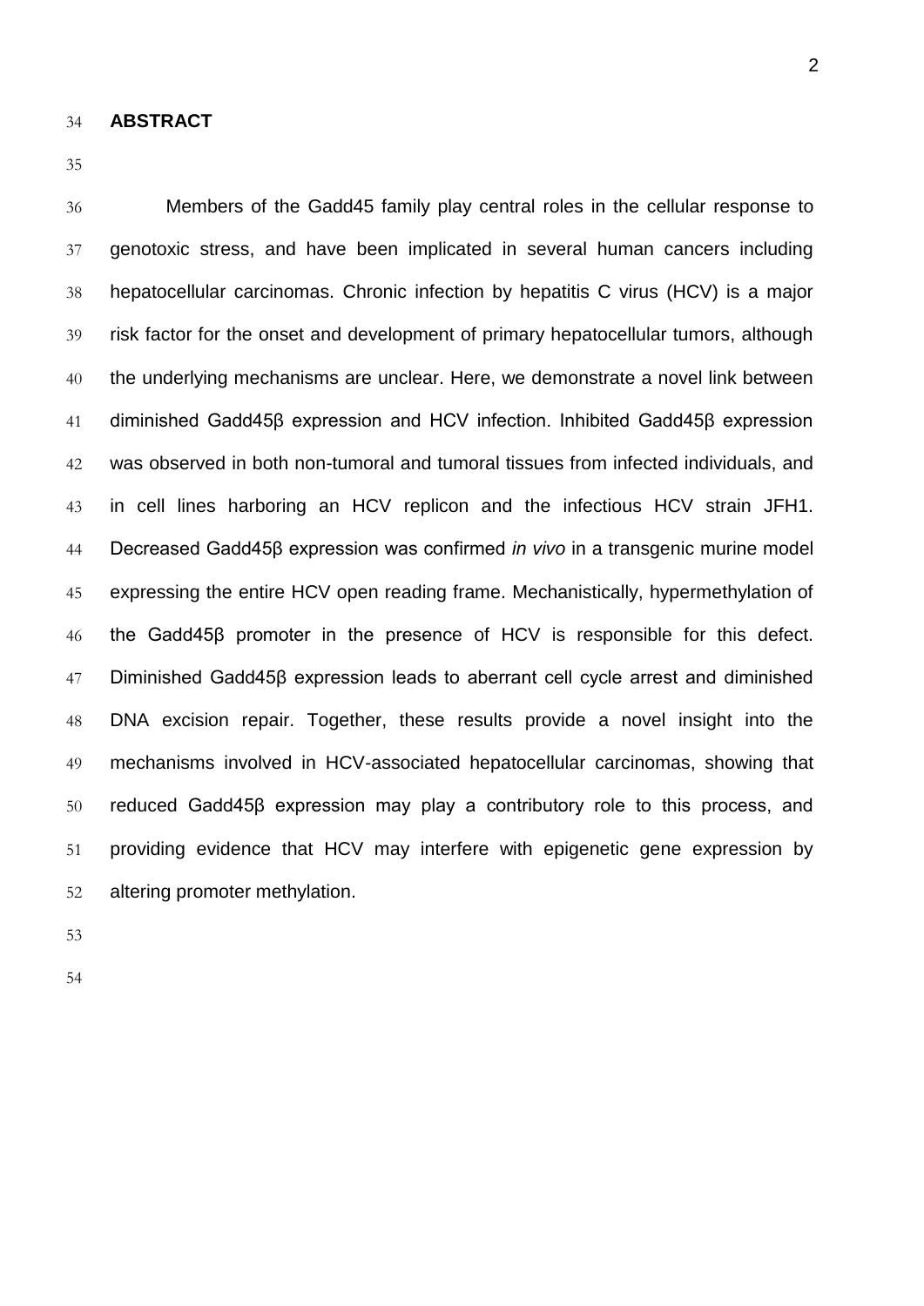## ABSTRACT

Members of the Gadd45 family play central roles in the cellular response to genotoxic stress, and have been implicated in several human cancers including hepatocellular carcinomas. Chronic infection by hepatitis C virus (HCV) is a major risk factor for the onset and development of primary hepatocellular tumors, although the underlying mechanisms are unclear. Here, we demonstrate a novel link between diminished Gadd45β expression and HCV infection. Inhibited Gadd45β expression was observed in both non-tumoral and tumoral tissues from infected individuals, and in cell lines harboring an HCV replicon and the infectious HCV strain JFH1. Decreased Gadd45β expression was confirmed *in vivo* in a transgenic murine model expressing the entire HCV open reading frame. Mechanistically, hypermethylation of the Gadd45β promoter in the presence of HCV is responsible for this defect. Diminished Gadd45β expression leads to aberrant cell cycle arrest and diminished DNA excision repair. Together, these results provide a novel insight into the mechanisms involved in HCV-associated hepatocellular carcinomas, showing that reduced Gadd45β expression may play a contributory role to this process, and providing evidence that HCV may interfere with epigenetic gene expression by altering promoter methylation.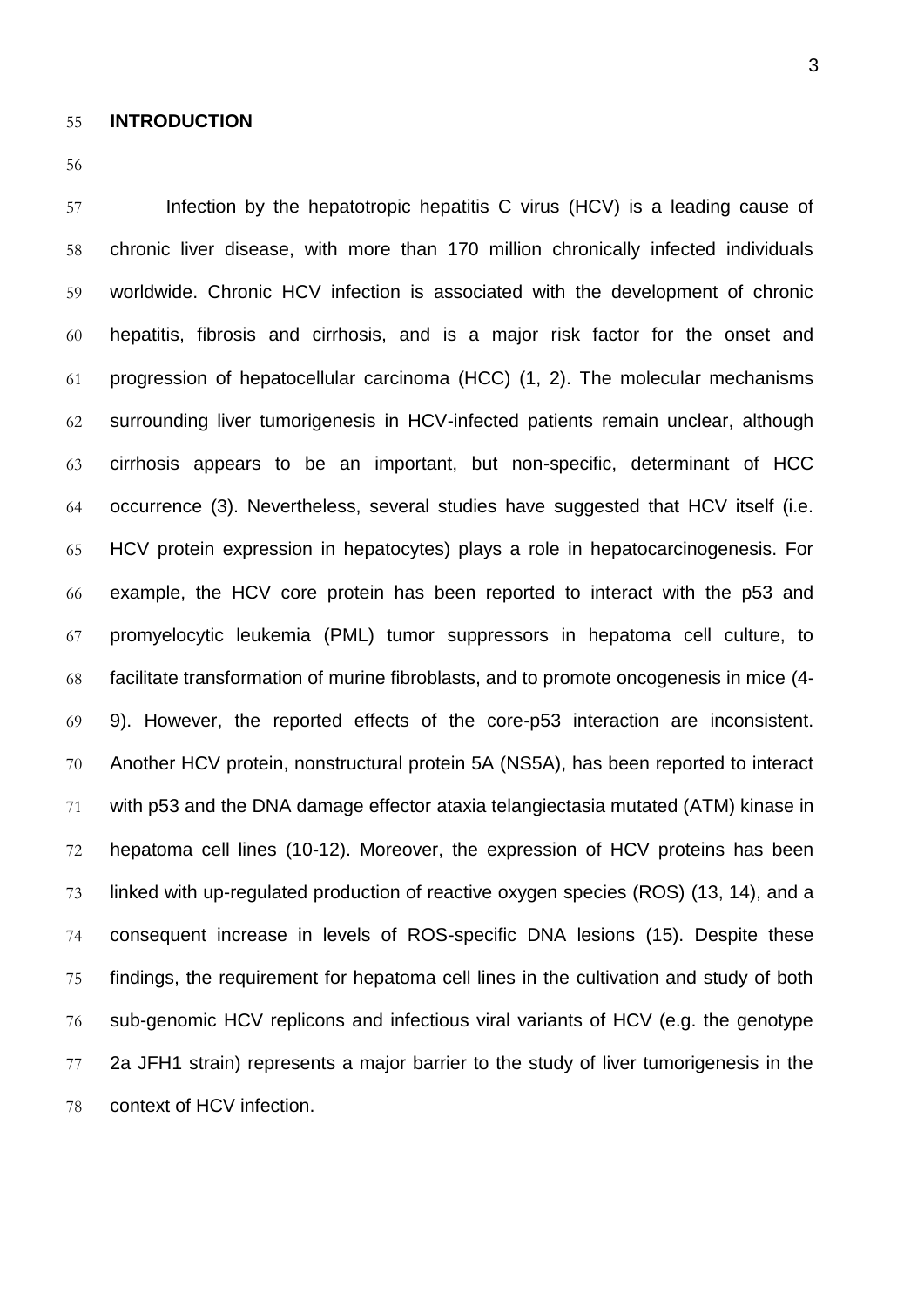## INTRODUCTION

Infection by the hepatotropic hepatitis C virus (HCV) is a leading cause of chronic liver disease, with more than 170 million chronically infected individuals worldwide. Chronic HCV infection is associated with the development of chronic hepatitis, fibrosis and cirrhosis, and is a major risk factor for the onset and progression of hepatocellular carcinoma (HCC) (1, 2). The molecular mechanisms surrounding liver tumorigenesis in HCV-infected patients remain unclear, although cirrhosis appears to be an important, but non-specific, determinant of HCC occurrence (3). Nevertheless, several studies have suggested that HCV itself (i.e. HCV protein expression in hepatocytes) plays a role in hepatocarcinogenesis. For example, the HCV core protein has been reported to interact with the p53 and promyelocytic leukemia (PML) tumor suppressors in hepatoma cell culture, to facilitate transformation of murine fibroblasts, and to promote oncogenesis in mice (4-9). However, the reported effects of the core-p53 interaction are inconsistent. Another HCV protein, nonstructural protein 5A (NS5A), has been reported to interact with p53 and the DNA damage effector ataxia telangiectasia mutated (ATM) kinase in hepatoma cell lines (10-12). Moreover, the expression of HCV proteins has been linked with up-regulated production of reactive oxygen species (ROS) (13, 14), and a consequent increase in levels of ROS-specific DNA lesions (15). Despite these findings, the requirement for hepatoma cell lines in the cultivation and study of both sub-genomic HCV replicons and infectious viral variants of HCV (e.g. the genotype 2a JFH1 strain) represents a major barrier to the study of liver tumorigenesis in the context of HCV infection.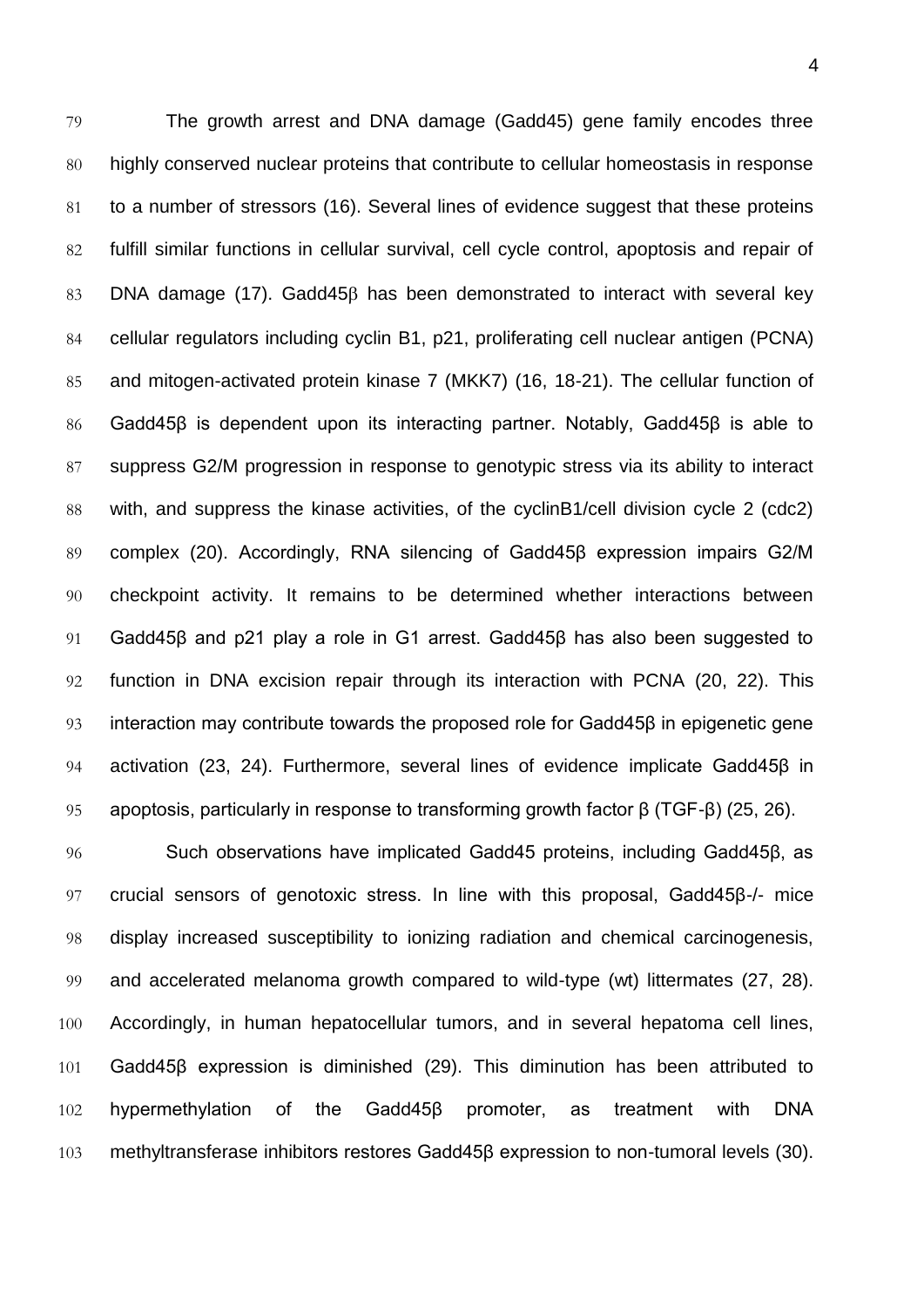The growth arrest and DNA damage (Gadd45) gene family encodes three highly conserved nuclear proteins that contribute to cellular homeostasis in response to a number of stressors (16). Several lines of evidence suggest that these proteins fulfill similar functions in cellular survival, cell cycle control, apoptosis and repair of DNA damage (17). Gadd45β has been demonstrated to interact with several key cellular regulators including cyclin B1, p21, proliferating cell nuclear antigen (PCNA) and mitogen-activated protein kinase 7 (MKK7) (16, 18-21). The cellular function of Gadd45β is dependent upon its interacting partner. Notably, Gadd45β is able to suppress G2/M progression in response to genotypic stress via its ability to interact with, and suppress the kinase activities, of the cyclinB1/cell division cycle 2 (cdc2) complex (20). Accordingly, RNA silencing of Gadd45β expression impairs G2/M checkpoint activity. It remains to be determined whether interactions between Gadd45β and p21 play a role in G1 arrest. Gadd45β has also been suggested to function in DNA excision repair through its interaction with PCNA (20, 22). This interaction may contribute towards the proposed role for Gadd45β in epigenetic gene activation (23, 24). Furthermore, several lines of evidence implicate Gadd45β in apoptosis, particularly in response to transforming growth factor β (TGF-β) (25, 26).

Such observations have implicated Gadd45 proteins, including Gadd45β, as crucial sensors of genotoxic stress. In line with this proposal, Gadd45β-/- mice display increased susceptibility to ionizing radiation and chemical carcinogenesis, and accelerated melanoma growth compared to wild-type (wt) littermates (27, 28). Accordingly, in human hepatocellular tumors, and in several hepatoma cell lines, Gadd45β expression is diminished (29). This diminution has been attributed to hypermethylation of the Gadd45β promoter, as treatment with DNA methyltransferase inhibitors restores Gadd45β expression to non-tumoral levels (30).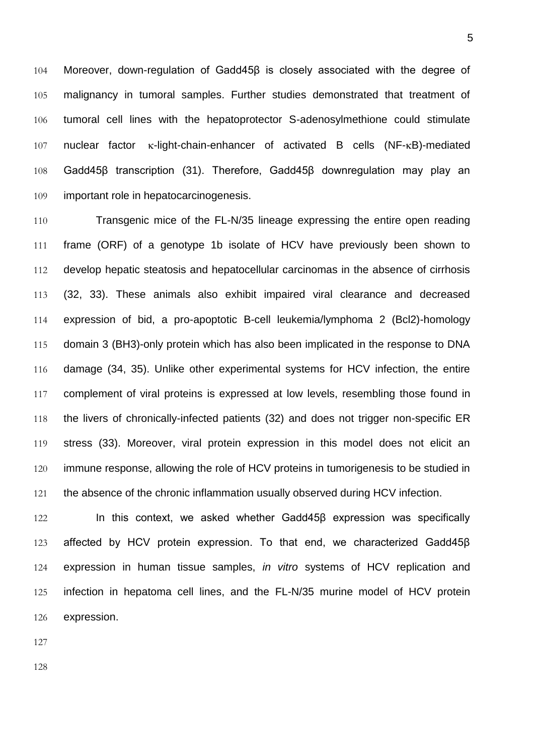Moreover, down-regulation of Gadd45β is closely associated with the degree of malignancy in tumoral samples. Further studies demonstrated that treatment of tumoral cell lines with the hepatoprotector S-adenosylmethione could stimulate nuclear factor κ-light-chain-enhancer of activated B cells (NF-κB)-mediated Gadd45β transcription (31). Therefore, Gadd45β downregulation may play an important role in hepatocarcinogenesis.

Transgenic mice of the FL-N/35 lineage expressing the entire open reading frame (ORF) of a genotype 1b isolate of HCV have previously been shown to develop hepatic steatosis and hepatocellular carcinomas in the absence of cirrhosis (32, 33). These animals also exhibit impaired viral clearance and decreased expression of bid, a pro-apoptotic B-cell leukemia/lymphoma 2 (Bcl2)-homology domain 3 (BH3)-only protein which has also been implicated in the response to DNA damage (34, 35). Unlike other experimental systems for HCV infection, the entire complement of viral proteins is expressed at low levels, resembling those found in the livers of chronically-infected patients (32) and does not trigger non-specific ER stress (33). Moreover, viral protein expression in this model does not elicit an immune response, allowing the role of HCV proteins in tumorigenesis to be studied in the absence of the chronic inflammation usually observed during HCV infection.

In this context, we asked whether Gadd45β expression was specifically affected by HCV protein expression. To that end, we characterized Gadd45β expression in human tissue samples, *in vitro* systems of HCV replication and infection in hepatoma cell lines, and the FL-N/35 murine model of HCV protein expression.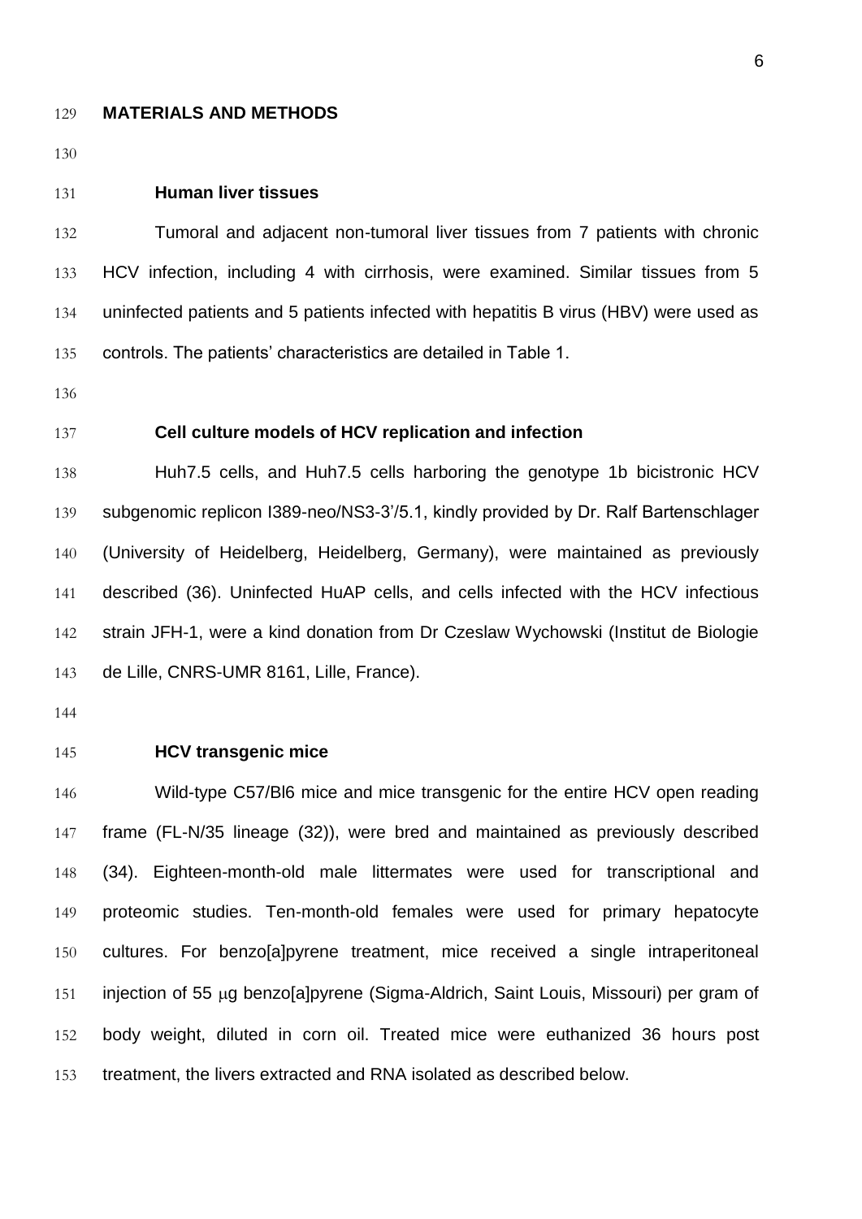## MATERIALS AND METHODS

### Human liver tissues

Tumoral and adjacent non-tumoral liver tissues from 7 patients with chronic HCV infection, including 4 with cirrhosis, were examined. Similar tissues from 5 uninfected patients and 5 patients infected with hepatitis B virus (HBV) were used as controls. The patients' characteristics are detailed in Table 1.

### Cell culture models of HCV replication and infection

Huh7.5 cells, and Huh7.5 cells harboring the genotype 1b bicistronic HCV subgenomic replicon I389-neo/NS3-3'/5.1, kindly provided by Dr. Ralf Bartenschlager (University of Heidelberg, Heidelberg, Germany), were maintained as previously described (36). Uninfected HuAP cells, and cells infected with the HCV infectious strain JFH-1, were a kind donation from Dr Czeslaw Wychowski (Institut de Biologie de Lille, CNRS-UMR 8161, Lille, France).

### HCV transgenic mice

Wild-type C57/Bl6 mice and mice transgenic for the entire HCV open reading frame (FL-N/35 lineage (32)), were bred and maintained as previously described (34). Eighteen-month-old male littermates were used for transcriptional and proteomic studies. Ten-month-old females were used for primary hepatocyte cultures. For benzo[a]pyrene treatment, mice received a single intraperitoneal injection of 55 μg benzo[a]pyrene (Sigma-Aldrich, Saint Louis, Missouri) per gram of body weight, diluted in corn oil. Treated mice were euthanized 36 hours post treatment, the livers extracted and RNA isolated as described below.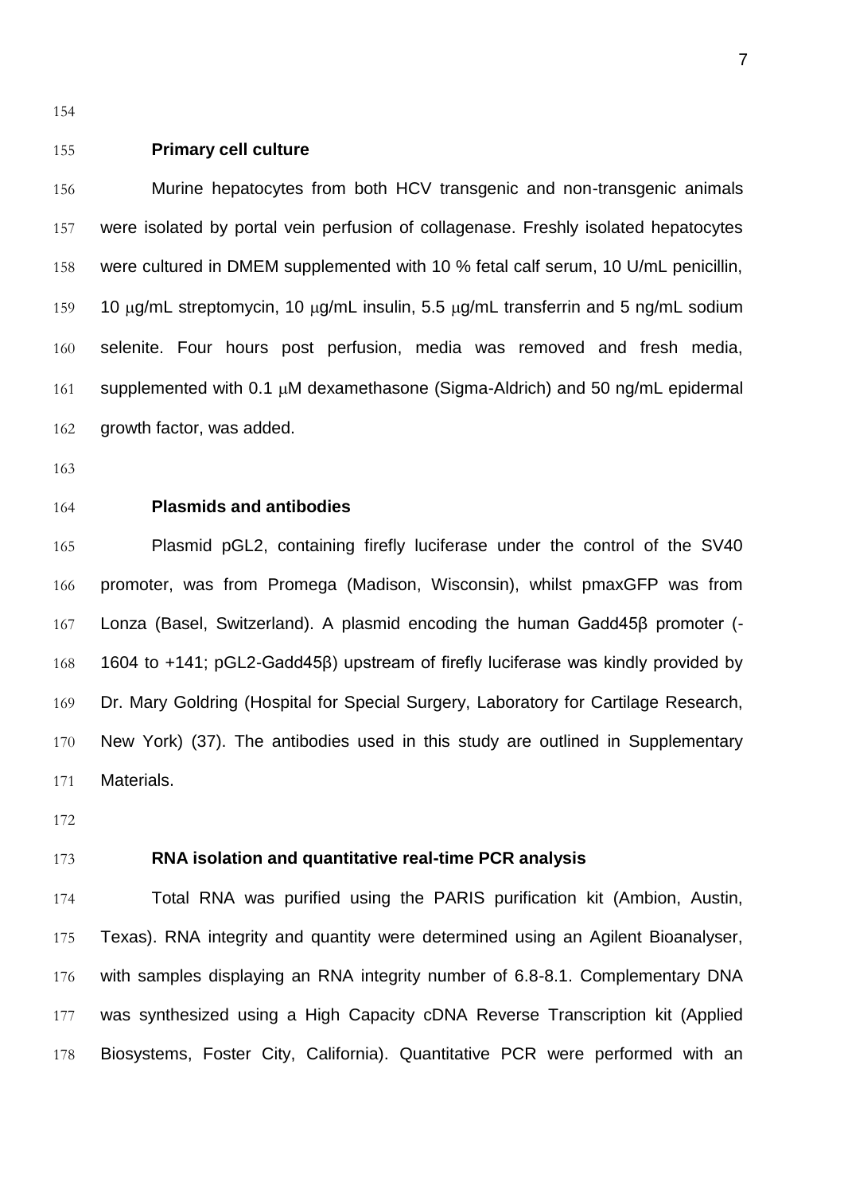## Primary cell culture

Murine hepatocytes from both HCV transgenic and non-transgenic animals were isolated by portal vein perfusion of collagenase. Freshly isolated hepatocytes were cultured in DMEM supplemented with 10 % fetal calf serum, 10 U/mL penicillin, 10 μg/mL streptomycin, 10 μg/mL insulin, 5.5 μg/mL transferrin and 5 ng/mL sodium selenite. Four hours post perfusion, media was removed and fresh media, supplemented with 0.1 μM dexamethasone (Sigma-Aldrich) and 50 ng/mL epidermal growth factor, was added.

## Plasmids and antibodies

Plasmid pGL2, containing firefly luciferase under the control of the SV40 promoter, was from Promega (Madison, Wisconsin), whilst pmaxGFP was from Lonza (Basel, Switzerland). A plasmid encoding the human Gadd45β promoter (-1604 to +141; pGL2-Gadd45β) upstream of firefly luciferase was kindly provided by Dr. Mary Goldring (Hospital for Special Surgery, Laboratory for Cartilage Research, New York) (37). The antibodies used in this study are outlined in Supplementary Materials.

## RNA isolation and quantitative real-time PCR analysis

Total RNA was purified using the PARIS purification kit (Ambion, Austin, Texas). RNA integrity and quantity were determined using an Agilent Bioanalyser, with samples displaying an RNA integrity number of 6.8-8.1. Complementary DNA was synthesized using a High Capacity cDNA Reverse Transcription kit (Applied Biosystems, Foster City, California). Quantitative PCR were performed with an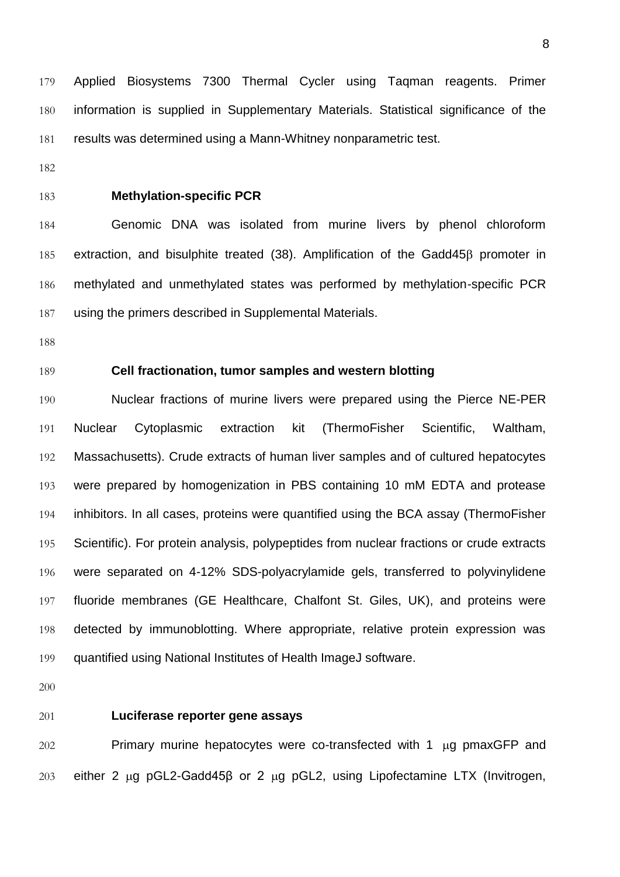Applied Biosystems 7300 Thermal Cycler using Taqman reagents. Primer information is supplied in Supplementary Materials. Statistical significance of the results was determined using a Mann-Whitney nonparametric test.

### Methylation-specific PCR

Genomic DNA was isolated from murine livers by phenol chloroform extraction, and bisulphite treated (38). Amplification of the Gadd45β promoter in methylated and unmethylated states was performed by methylation-specific PCR using the primers described in Supplemental Materials.

### Cell fractionation, tumor samples and western blotting

Nuclear fractions of murine livers were prepared using the Pierce NE-PER Nuclear Cytoplasmic extraction kit (ThermoFisher Scientific, Waltham, Massachusetts). Crude extracts of human liver samples and of cultured hepatocytes were prepared by homogenization in PBS containing 10 mM EDTA and protease inhibitors. In all cases, proteins were quantified using the BCA assay (ThermoFisher Scientific). For protein analysis, polypeptides from nuclear fractions or crude extracts were separated on 4-12% SDS-polyacrylamide gels, transferred to polyvinylidene fluoride membranes (GE Healthcare, Chalfont St. Giles, UK), and proteins were detected by immunoblotting. Where appropriate, relative protein expression was quantified using National Institutes of Health ImageJ software.

### Luciferase reporter gene assays

Primary murine hepatocytes were co-transfected with 1 μg pmaxGFP and either 2 μg pGL2-Gadd45β or 2 μg pGL2, using Lipofectamine LTX (Invitrogen,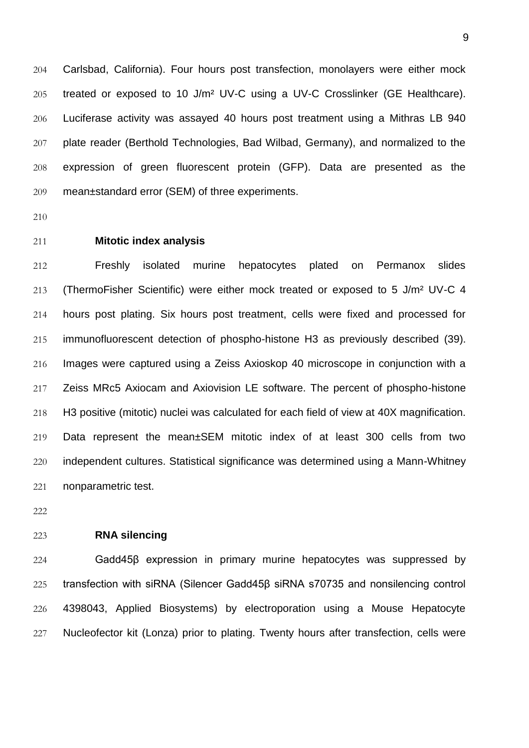Carlsbad, California). Four hours post transfection, monolayers were either mock treated or exposed to 10 J/m² UV-C using a UV-C Crosslinker (GE Healthcare). Luciferase activity was assayed 40 hours post treatment using a Mithras LB 940 plate reader (Berthold Technologies, Bad Wilbad, Germany), and normalized to the expression of green fluorescent protein (GFP). Data are presented as the mean±standard error (SEM) of three experiments.

**Mitotic index analysis**

Freshly isolated murine hepatocytes plated on Permanox slides (ThermoFisher Scientific) were either mock treated or exposed to 5 J/m² UV-C 4 hours post plating. Six hours post treatment, cells were fixed and processed for immunofluorescent detection of phospho-histone H3 as previously described (39). Images were captured using a Zeiss Axioskop 40 microscope in conjunction with a Zeiss MRc5 Axiocam and Axiovision LE software. The percent of phospho-histone H3 positive (mitotic) nuclei was calculated for each field of view at 40X magnification. Data represent the mean±SEM mitotic index of at least 300 cells from two independent cultures. Statistical significance was determined using a Mann-Whitney nonparametric test.

**RNA silencing**

Gadd45β expression in primary murine hepatocytes was suppressed by transfection with siRNA (Silencer Gadd45β siRNA s70735 and nonsilencing control 4398043, Applied Biosystems) by electroporation using a Mouse Hepatocyte Nucleofector kit (Lonza) prior to plating. Twenty hours after transfection, cells were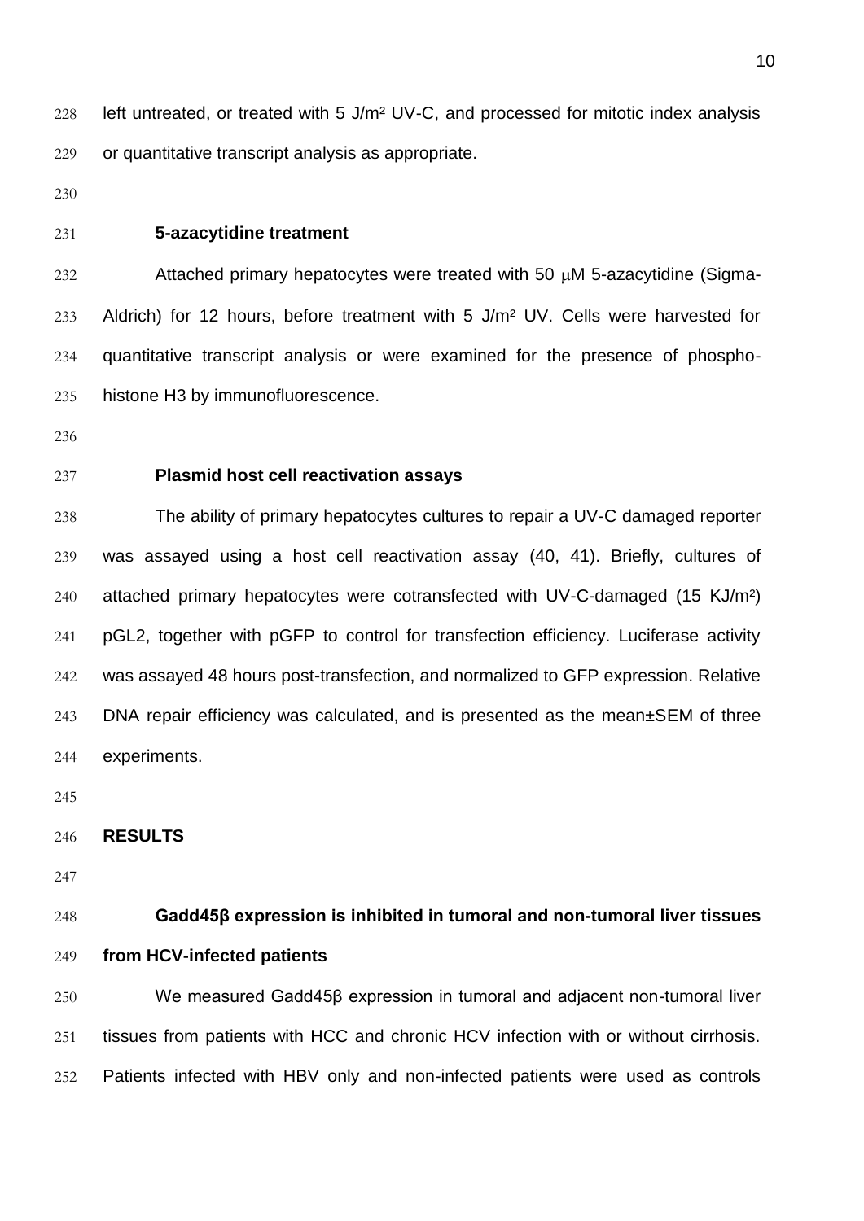left untreated, or treated with 5 J/m² UV-C, and processed for mitotic index analysis or quantitative transcript analysis as appropriate.

### 5-azacytidine treatment

Attached primary hepatocytes were treated with 50 μM 5-azacytidine (Sigma-Aldrich) for 12 hours, before treatment with 5 J/m² UV. Cells were harvested for quantitative transcript analysis or were examined for the presence of phospho-histone H3 by immunofluorescence.

### Plasmid host cell reactivation assays

The ability of primary hepatocytes cultures to repair a UV-C damaged reporter was assayed using a host cell reactivation assay (40, 41). Briefly, cultures of attached primary hepatocytes were cotransfected with UV-C-damaged (15 KJ/m²) pGL2, together with pGFP to control for transfection efficiency. Luciferase activity was assayed 48 hours post-transfection, and normalized to GFP expression. Relative DNA repair efficiency was calculated, and is presented as the mean±SEM of three experiments.

## RESULTS

### Gadd45β expression is inhibited in tumoral and non-tumoral liver tissues from HCV-infected patients

We measured Gadd45β expression in tumoral and adjacent non-tumoral liver tissues from patients with HCC and chronic HCV infection with or without cirrhosis. Patients infected with HBV only and non-infected patients were used as controls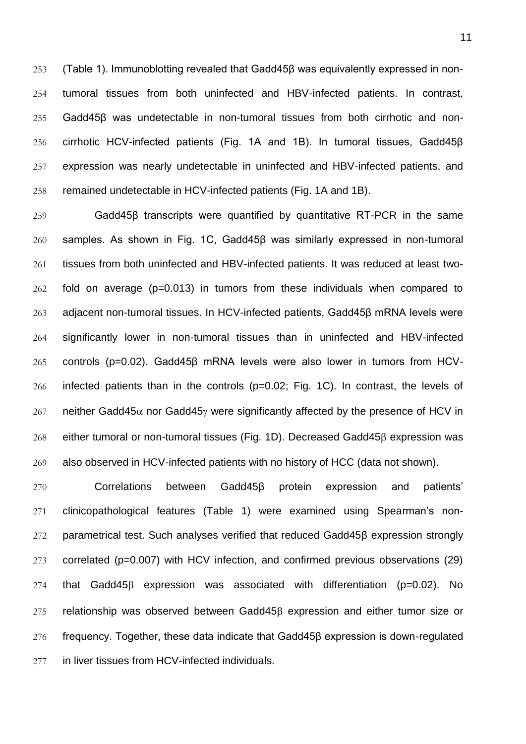(Table 1). Immunoblotting revealed that Gadd45β was equivalently expressed in non-tumoral tissues from both uninfected and HBV-infected patients. In contrast, Gadd45β was undetectable in non-tumoral tissues from both cirrhotic and non-cirrhotic HCV-infected patients (Fig. 1A and 1B). In tumoral tissues, Gadd45β expression was nearly undetectable in uninfected and HBV-infected patients, and remained undetectable in HCV-infected patients (Fig. 1A and 1B).

Gadd45β transcripts were quantified by quantitative RT-PCR in the same samples. As shown in Fig. 1C, Gadd45β was similarly expressed in non-tumoral tissues from both uninfected and HBV-infected patients. It was reduced at least two-fold on average (p=0.013) in tumors from these individuals when compared to adjacent non-tumoral tissues. In HCV-infected patients, Gadd45β mRNA levels were significantly lower in non-tumoral tissues than in uninfected and HBV-infected controls (p=0.02). Gadd45β mRNA levels were also lower in tumors from HCV-infected patients than in the controls (p=0.02; Fig. 1C). In contrast, the levels of neither Gadd45α nor Gadd45γ were significantly affected by the presence of HCV in either tumoral or non-tumoral tissues (Fig. 1D). Decreased Gadd45β expression was also observed in HCV-infected patients with no history of HCC (data not shown).

Correlations between Gadd45β protein expression and patients' clinicopathological features (Table 1) were examined using Spearman's non-parametrical test. Such analyses verified that reduced Gadd45β expression strongly correlated (p=0.007) with HCV infection, and confirmed previous observations (29) that Gadd45β expression was associated with differentiation (p=0.02). No relationship was observed between Gadd45β expression and either tumor size or frequency. Together, these data indicate that Gadd45β expression is down-regulated in liver tissues from HCV-infected individuals.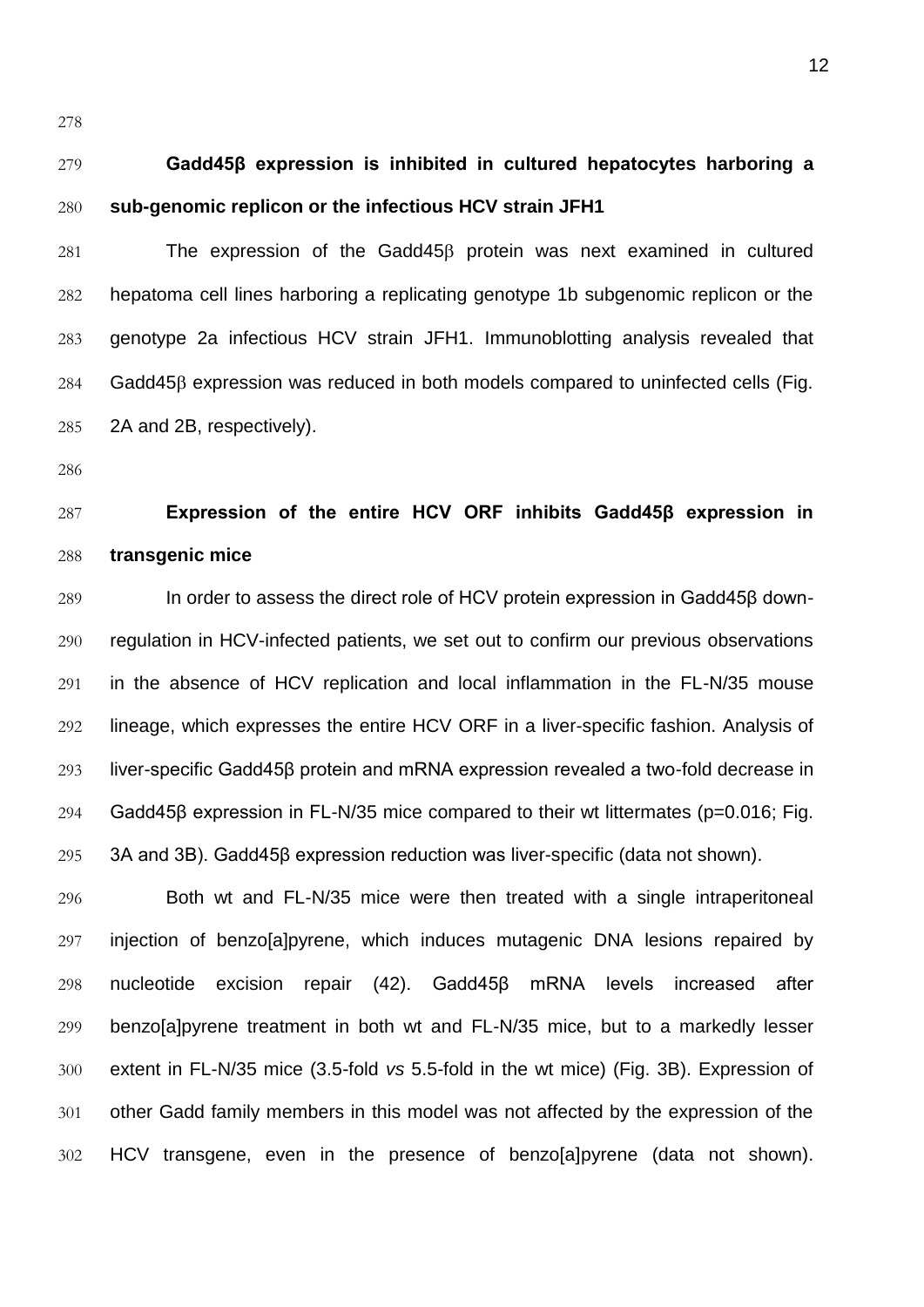**Gadd45β expression is inhibited in cultured hepatocytes harboring a sub-genomic replicon or the infectious HCV strain JFH1**

The expression of the Gadd45β protein was next examined in cultured hepatoma cell lines harboring a replicating genotype 1b subgenomic replicon or the genotype 2a infectious HCV strain JFH1. Immunoblotting analysis revealed that Gadd45β expression was reduced in both models compared to uninfected cells (Fig. 2A and 2B, respectively).

**Expression of the entire HCV ORF inhibits Gadd45β expression in transgenic mice**

In order to assess the direct role of HCV protein expression in Gadd45β down-regulation in HCV-infected patients, we set out to confirm our previous observations in the absence of HCV replication and local inflammation in the FL-N/35 mouse lineage, which expresses the entire HCV ORF in a liver-specific fashion. Analysis of liver-specific Gadd45β protein and mRNA expression revealed a two-fold decrease in Gadd45β expression in FL-N/35 mice compared to their wt littermates ($p=0.016$; Fig. 3A and 3B). Gadd45β expression reduction was liver-specific (data not shown).

Both wt and FL-N/35 mice were then treated with a single intraperitoneal injection of benzo[a]pyrene, which induces mutagenic DNA lesions repaired by nucleotide excision repair (42). Gadd45β mRNA levels increased after benzo[a]pyrene treatment in both wt and FL-N/35 mice, but to a markedly lesser extent in FL-N/35 mice (3.5-fold *vs* 5.5-fold in the wt mice) (Fig. 3B). Expression of other Gadd family members in this model was not affected by the expression of the HCV transgene, even in the presence of benzo[a]pyrene (data not shown).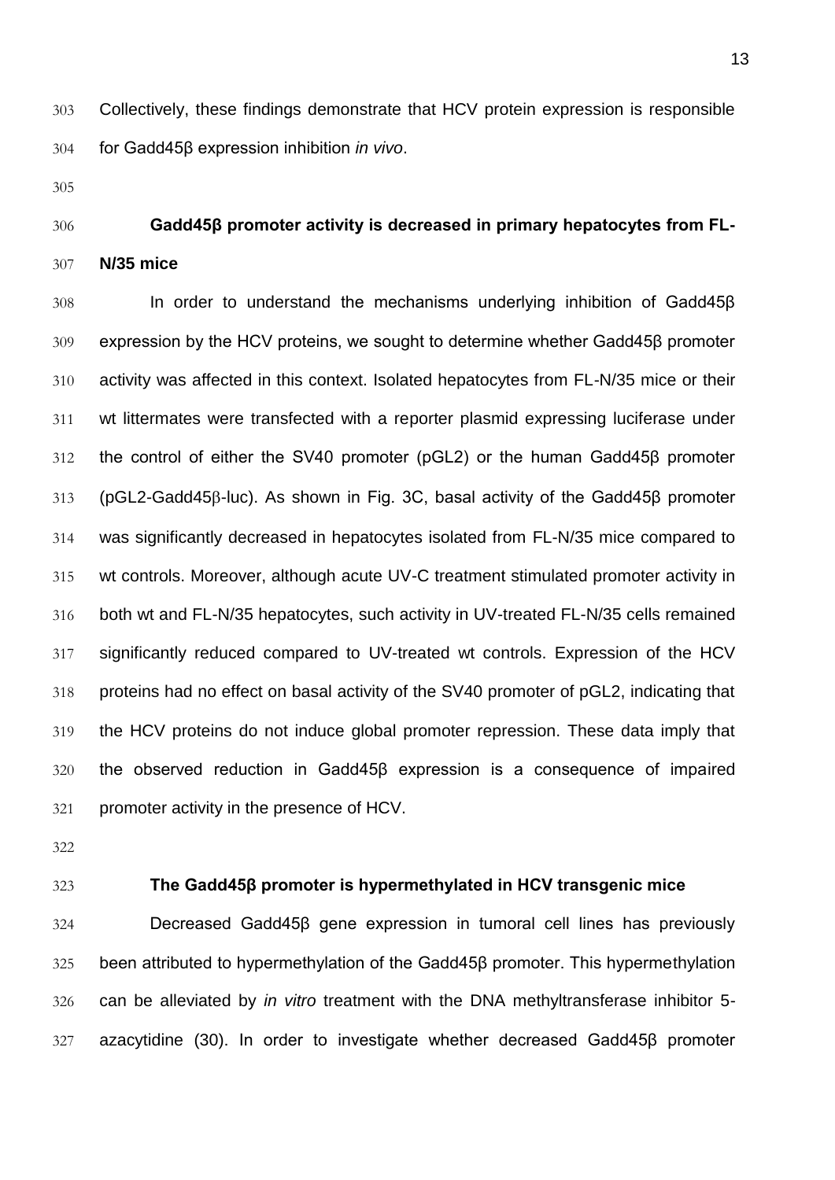Collectively, these findings demonstrate that HCV protein expression is responsible for Gadd45β expression inhibition *in vivo*.

### Gadd45β promoter activity is decreased in primary hepatocytes from FL-N/35 mice

In order to understand the mechanisms underlying inhibition of Gadd45β expression by the HCV proteins, we sought to determine whether Gadd45β promoter activity was affected in this context. Isolated hepatocytes from FL-N/35 mice or their wt littermates were transfected with a reporter plasmid expressing luciferase under the control of either the SV40 promoter (pGL2) or the human Gadd45β promoter (pGL2-Gadd45β-luc). As shown in Fig. 3C, basal activity of the Gadd45β promoter was significantly decreased in hepatocytes isolated from FL-N/35 mice compared to wt controls. Moreover, although acute UV-C treatment stimulated promoter activity in both wt and FL-N/35 hepatocytes, such activity in UV-treated FL-N/35 cells remained significantly reduced compared to UV-treated wt controls. Expression of the HCV proteins had no effect on basal activity of the SV40 promoter of pGL2, indicating that the HCV proteins do not induce global promoter repression. These data imply that the observed reduction in Gadd45β expression is a consequence of impaired promoter activity in the presence of HCV.

### The Gadd45β promoter is hypermethylated in HCV transgenic mice

Decreased Gadd45β gene expression in tumoral cell lines has previously been attributed to hypermethylation of the Gadd45β promoter. This hypermethylation can be alleviated by *in vitro* treatment with the DNA methyltransferase inhibitor 5-azacytidine (30). In order to investigate whether decreased Gadd45β promoter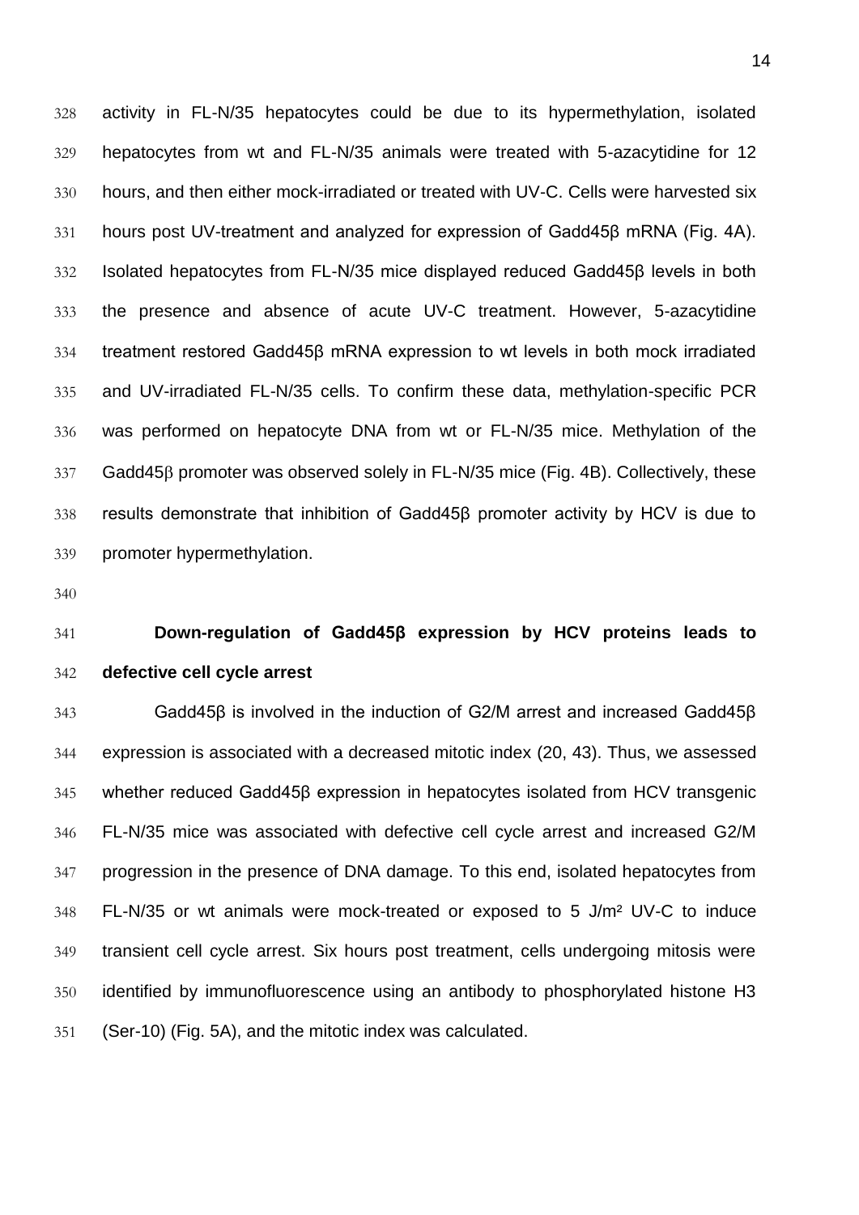activity in FL-N/35 hepatocytes could be due to its hypermethylation, isolated hepatocytes from wt and FL-N/35 animals were treated with 5-azacytidine for 12 hours, and then either mock-irradiated or treated with UV-C. Cells were harvested six hours post UV-treatment and analyzed for expression of Gadd45β mRNA (Fig. 4A). Isolated hepatocytes from FL-N/35 mice displayed reduced Gadd45β levels in both the presence and absence of acute UV-C treatment. However, 5-azacytidine treatment restored Gadd45β mRNA expression to wt levels in both mock irradiated and UV-irradiated FL-N/35 cells. To confirm these data, methylation-specific PCR was performed on hepatocyte DNA from wt or FL-N/35 mice. Methylation of the Gadd45β promoter was observed solely in FL-N/35 mice (Fig. 4B). Collectively, these results demonstrate that inhibition of Gadd45β promoter activity by HCV is due to promoter hypermethylation.

**Down-regulation of Gadd45β expression by HCV proteins leads to defective cell cycle arrest**

Gadd45β is involved in the induction of G2/M arrest and increased Gadd45β expression is associated with a decreased mitotic index (20, 43). Thus, we assessed whether reduced Gadd45β expression in hepatocytes isolated from HCV transgenic FL-N/35 mice was associated with defective cell cycle arrest and increased G2/M progression in the presence of DNA damage. To this end, isolated hepatocytes from FL-N/35 or wt animals were mock-treated or exposed to 5 J/m² UV-C to induce transient cell cycle arrest. Six hours post treatment, cells undergoing mitosis were identified by immunofluorescence using an antibody to phosphorylated histone H3 (Ser-10) (Fig. 5A), and the mitotic index was calculated.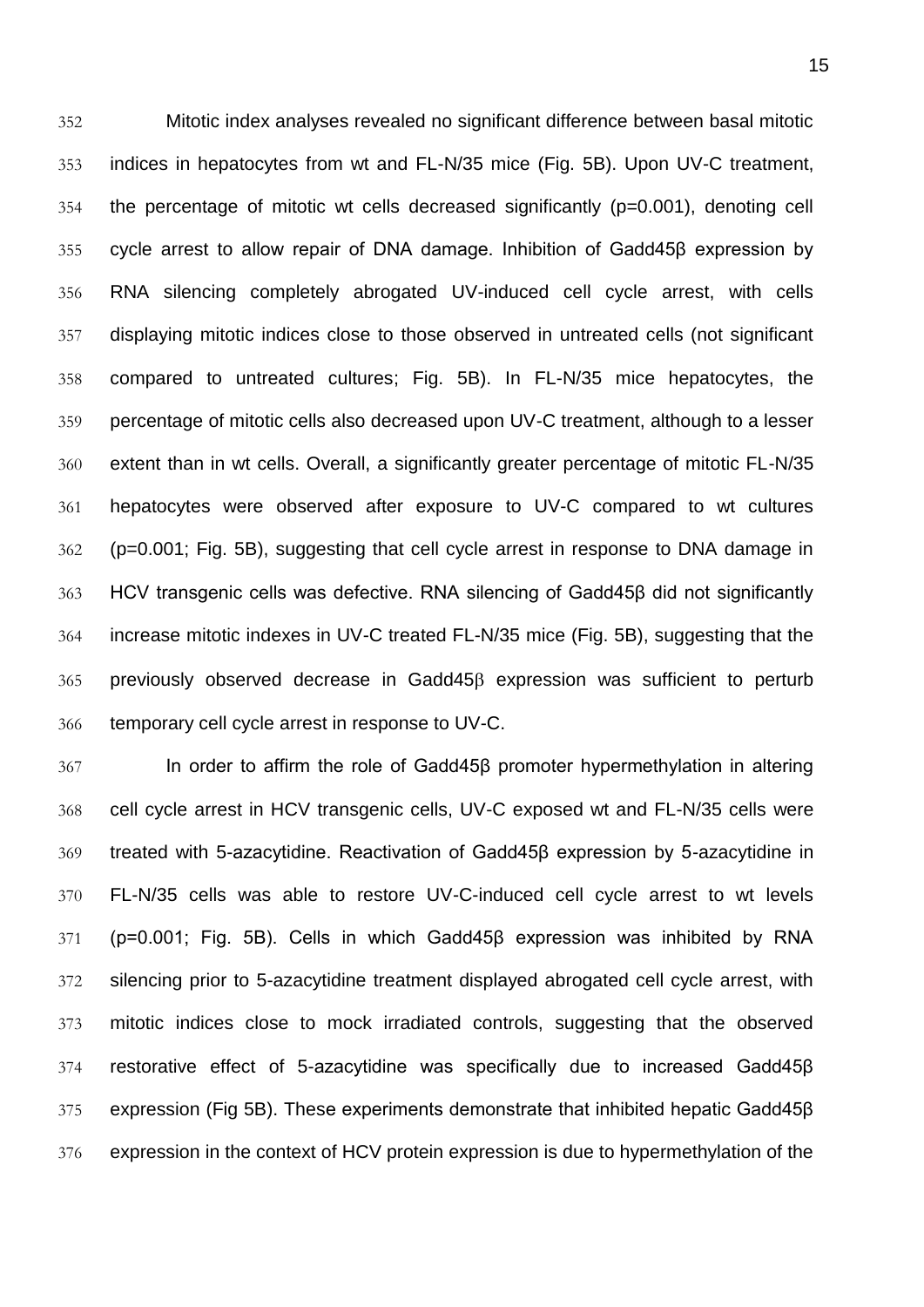Mitotic index analyses revealed no significant difference between basal mitotic indices in hepatocytes from wt and FL-N/35 mice (Fig. 5B). Upon UV-C treatment, the percentage of mitotic wt cells decreased significantly (p=0.001), denoting cell cycle arrest to allow repair of DNA damage. Inhibition of Gadd45β expression by RNA silencing completely abrogated UV-induced cell cycle arrest, with cells displaying mitotic indices close to those observed in untreated cells (not significant compared to untreated cultures; Fig. 5B). In FL-N/35 mice hepatocytes, the percentage of mitotic cells also decreased upon UV-C treatment, although to a lesser extent than in wt cells. Overall, a significantly greater percentage of mitotic FL-N/35 hepatocytes were observed after exposure to UV-C compared to wt cultures (p=0.001; Fig. 5B), suggesting that cell cycle arrest in response to DNA damage in HCV transgenic cells was defective. RNA silencing of Gadd45β did not significantly increase mitotic indexes in UV-C treated FL-N/35 mice (Fig. 5B), suggesting that the previously observed decrease in Gadd45β expression was sufficient to perturb temporary cell cycle arrest in response to UV-C.

In order to affirm the role of Gadd45β promoter hypermethylation in altering cell cycle arrest in HCV transgenic cells, UV-C exposed wt and FL-N/35 cells were treated with 5-azacytidine. Reactivation of Gadd45β expression by 5-azacytidine in FL-N/35 cells was able to restore UV-C-induced cell cycle arrest to wt levels (p=0.001; Fig. 5B). Cells in which Gadd45β expression was inhibited by RNA silencing prior to 5-azacytidine treatment displayed abrogated cell cycle arrest, with mitotic indices close to mock irradiated controls, suggesting that the observed restorative effect of 5-azacytidine was specifically due to increased Gadd45β expression (Fig 5B). These experiments demonstrate that inhibited hepatic Gadd45β expression in the context of HCV protein expression is due to hypermethylation of the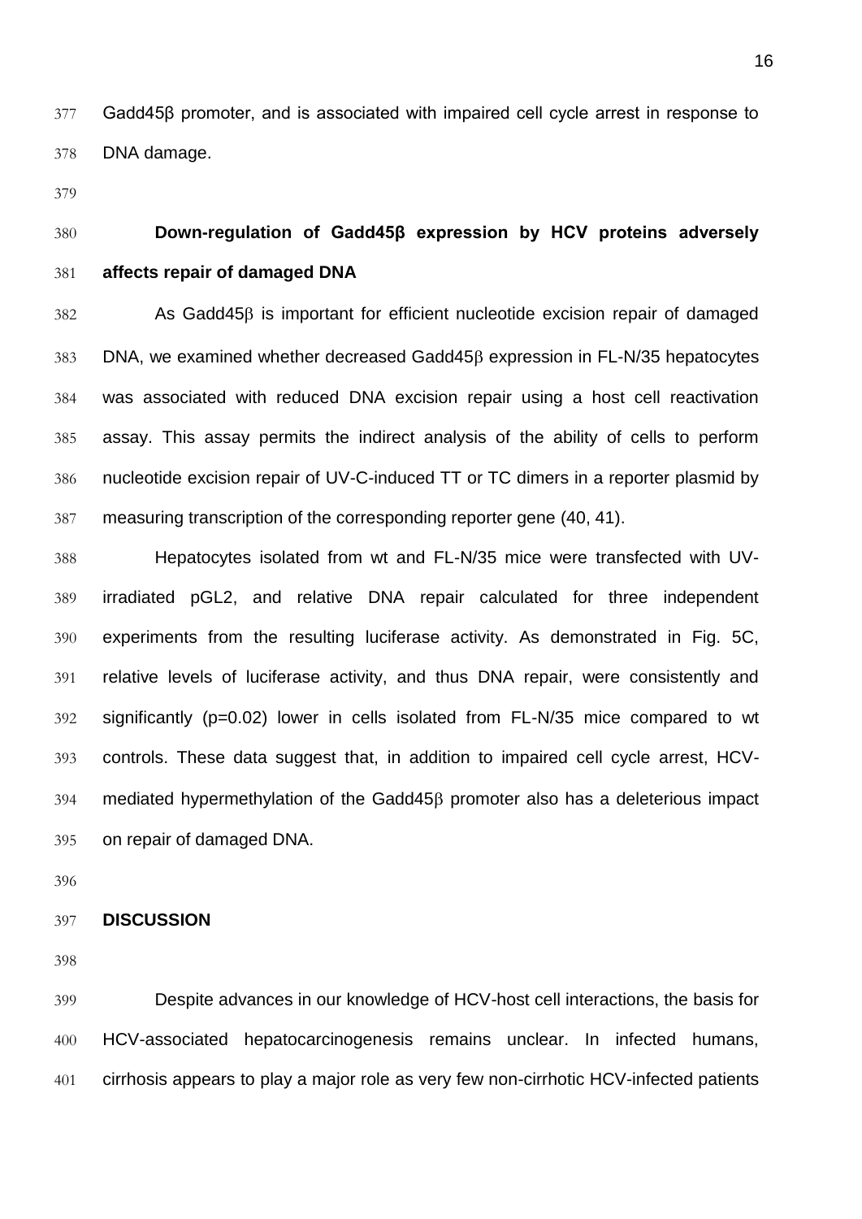Gadd45β promoter, and is associated with impaired cell cycle arrest in response to DNA damage.

### Down-regulation of Gadd45β expression by HCV proteins adversely affects repair of damaged DNA

As Gadd45β is important for efficient nucleotide excision repair of damaged DNA, we examined whether decreased Gadd45β expression in FL-N/35 hepatocytes was associated with reduced DNA excision repair using a host cell reactivation assay. This assay permits the indirect analysis of the ability of cells to perform nucleotide excision repair of UV-C-induced TT or TC dimers in a reporter plasmid by measuring transcription of the corresponding reporter gene (40, 41).

Hepatocytes isolated from wt and FL-N/35 mice were transfected with UV-irradiated pGL2, and relative DNA repair calculated for three independent experiments from the resulting luciferase activity. As demonstrated in Fig. 5C, relative levels of luciferase activity, and thus DNA repair, were consistently and significantly ($p=0.02$) lower in cells isolated from FL-N/35 mice compared to wt controls. These data suggest that, in addition to impaired cell cycle arrest, HCV-mediated hypermethylation of the Gadd45β promoter also has a deleterious impact on repair of damaged DNA.

## DISCUSSION

Despite advances in our knowledge of HCV-host cell interactions, the basis for HCV-associated hepatocarcinogenesis remains unclear. In infected humans, cirrhosis appears to play a major role as very few non-cirrhotic HCV-infected patients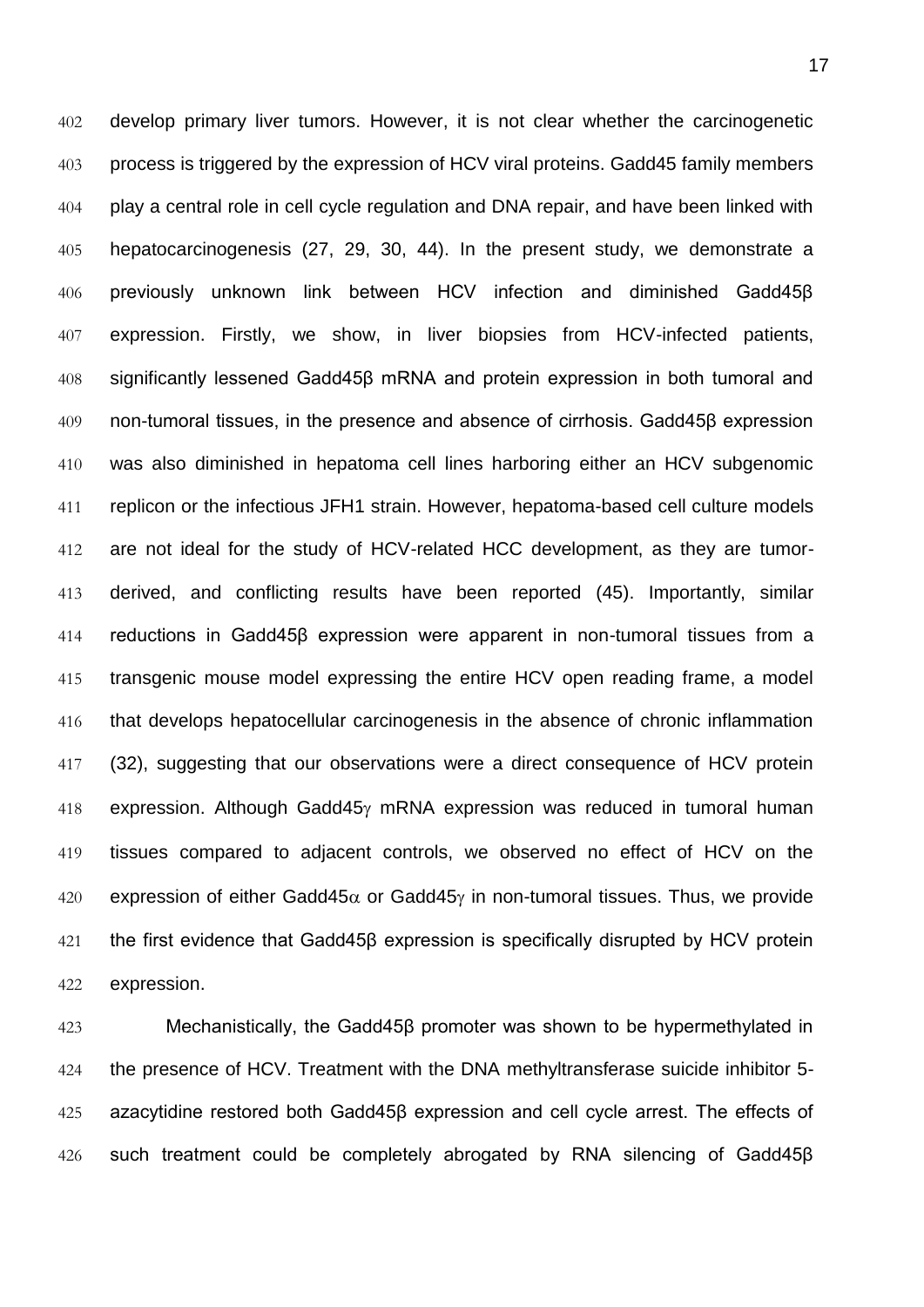develop primary liver tumors. However, it is not clear whether the carcinogenetic process is triggered by the expression of HCV viral proteins. Gadd45 family members play a central role in cell cycle regulation and DNA repair, and have been linked with hepatocarcinogenesis (27, 29, 30, 44). In the present study, we demonstrate a previously unknown link between HCV infection and diminished Gadd45β expression. Firstly, we show, in liver biopsies from HCV-infected patients, significantly lessened Gadd45β mRNA and protein expression in both tumoral and non-tumoral tissues, in the presence and absence of cirrhosis. Gadd45β expression was also diminished in hepatoma cell lines harboring either an HCV subgenomic replicon or the infectious JFH1 strain. However, hepatoma-based cell culture models are not ideal for the study of HCV-related HCC development, as they are tumor-derived, and conflicting results have been reported (45). Importantly, similar reductions in Gadd45β expression were apparent in non-tumoral tissues from a transgenic mouse model expressing the entire HCV open reading frame, a model that develops hepatocellular carcinogenesis in the absence of chronic inflammation (32), suggesting that our observations were a direct consequence of HCV protein expression. Although Gadd45γ mRNA expression was reduced in tumoral human tissues compared to adjacent controls, we observed no effect of HCV on the expression of either Gadd45α or Gadd45γ in non-tumoral tissues. Thus, we provide the first evidence that Gadd45β expression is specifically disrupted by HCV protein expression.

Mechanistically, the Gadd45β promoter was shown to be hypermethylated in the presence of HCV. Treatment with the DNA methyltransferase suicide inhibitor 5-azacytidine restored both Gadd45β expression and cell cycle arrest. The effects of such treatment could be completely abrogated by RNA silencing of Gadd45β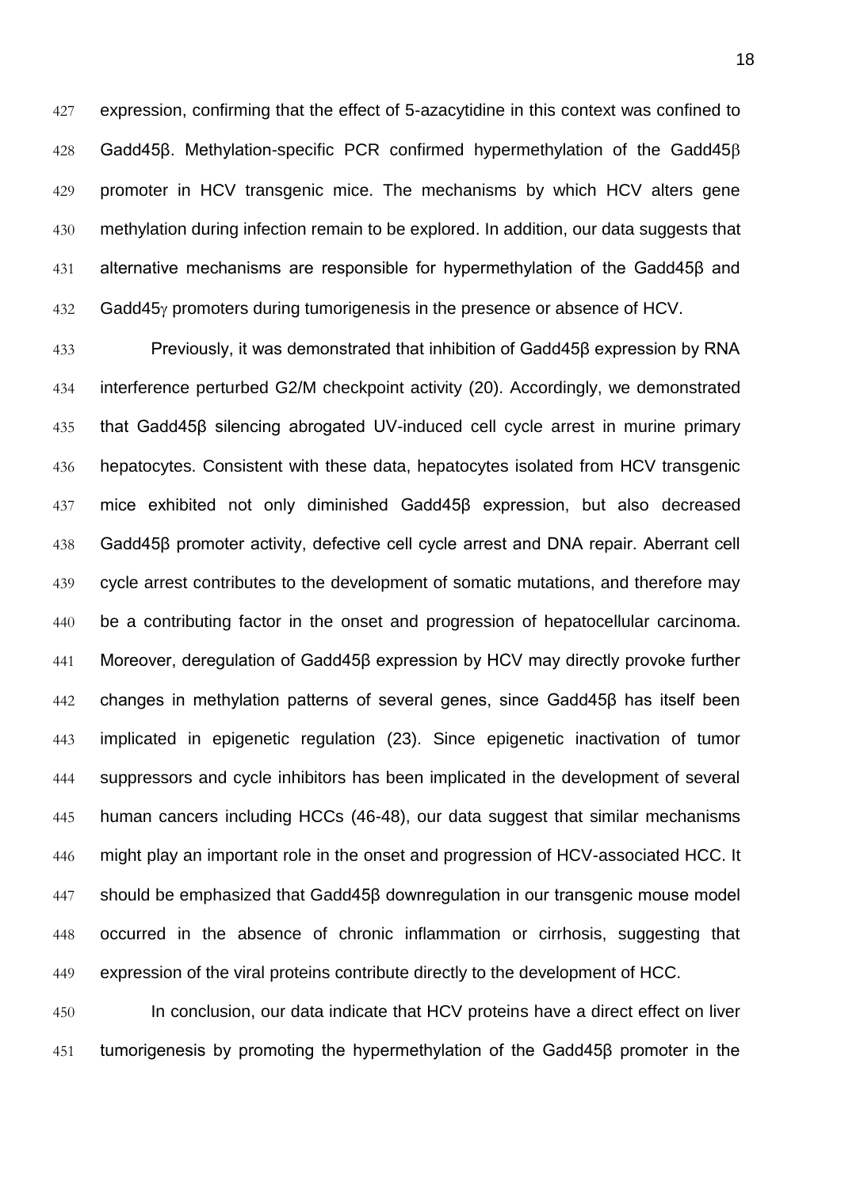expression, confirming that the effect of 5-azacytidine in this context was confined to Gadd45β. Methylation-specific PCR confirmed hypermethylation of the Gadd45β promoter in HCV transgenic mice. The mechanisms by which HCV alters gene methylation during infection remain to be explored. In addition, our data suggests that alternative mechanisms are responsible for hypermethylation of the Gadd45β and Gadd45γ promoters during tumorigenesis in the presence or absence of HCV.

Previously, it was demonstrated that inhibition of Gadd45β expression by RNA interference perturbed G2/M checkpoint activity (20). Accordingly, we demonstrated that Gadd45β silencing abrogated UV-induced cell cycle arrest in murine primary hepatocytes. Consistent with these data, hepatocytes isolated from HCV transgenic mice exhibited not only diminished Gadd45β expression, but also decreased Gadd45β promoter activity, defective cell cycle arrest and DNA repair. Aberrant cell cycle arrest contributes to the development of somatic mutations, and therefore may be a contributing factor in the onset and progression of hepatocellular carcinoma. Moreover, deregulation of Gadd45β expression by HCV may directly provoke further changes in methylation patterns of several genes, since Gadd45β has itself been implicated in epigenetic regulation (23). Since epigenetic inactivation of tumor suppressors and cycle inhibitors has been implicated in the development of several human cancers including HCCs (46-48), our data suggest that similar mechanisms might play an important role in the onset and progression of HCV-associated HCC. It should be emphasized that Gadd45β downregulation in our transgenic mouse model occurred in the absence of chronic inflammation or cirrhosis, suggesting that expression of the viral proteins contribute directly to the development of HCC.

In conclusion, our data indicate that HCV proteins have a direct effect on liver tumorigenesis by promoting the hypermethylation of the Gadd45β promoter in the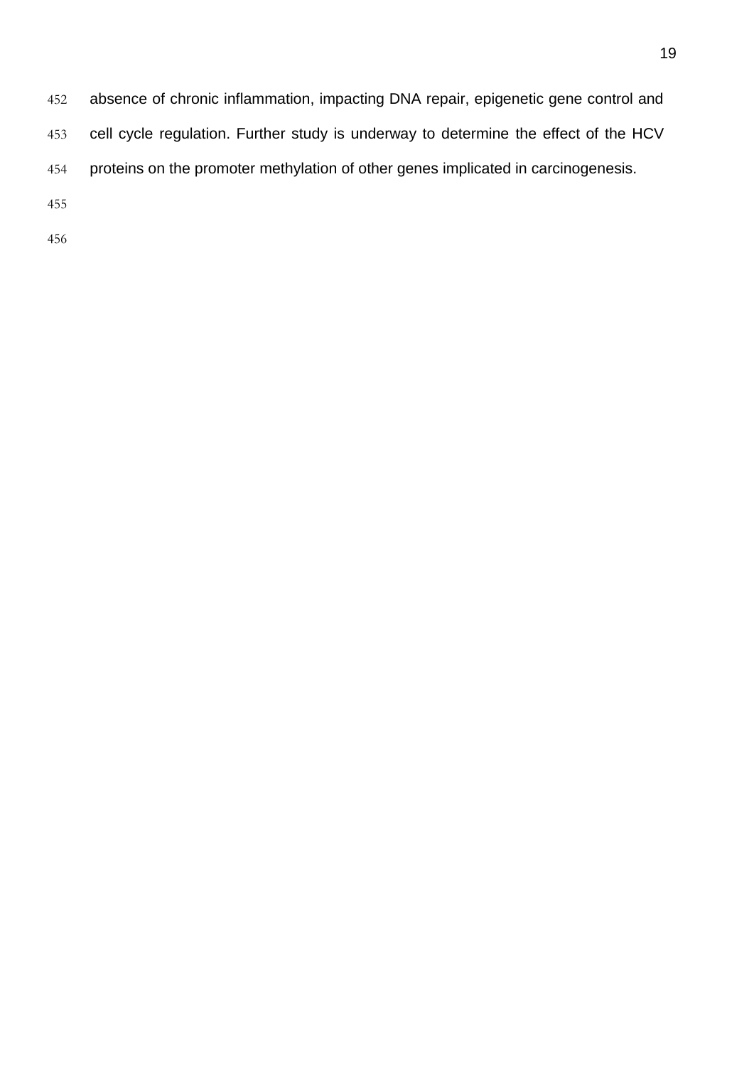absence of chronic inflammation, impacting DNA repair, epigenetic gene control and cell cycle regulation. Further study is underway to determine the effect of the HCV proteins on the promoter methylation of other genes implicated in carcinogenesis.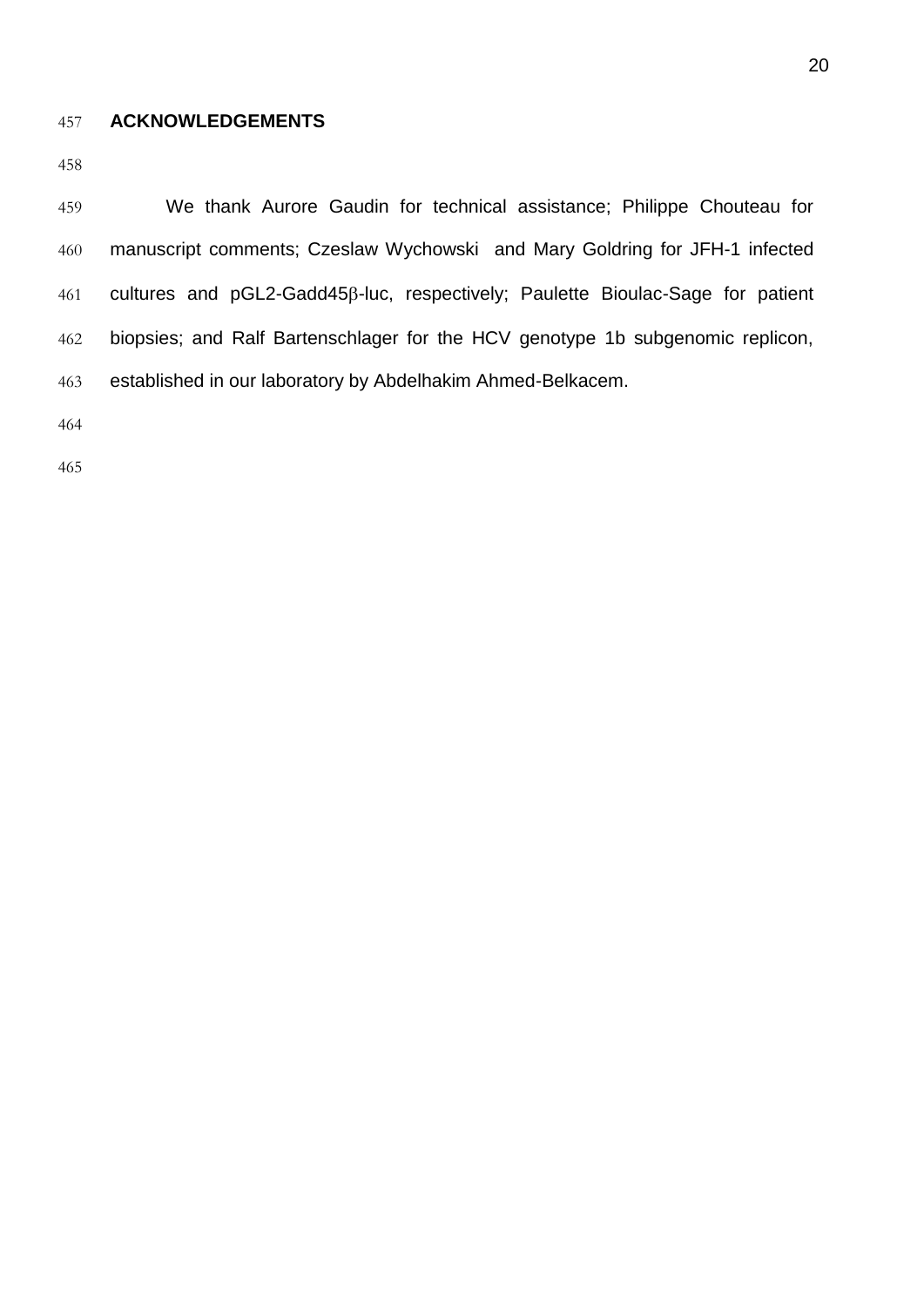## ACKNOWLEDGEMENTS

We thank Aurore Gaudin for technical assistance; Philippe Chouteau for manuscript comments; Czeslaw Wychowski and Mary Goldring for JFH-1 infected cultures and pGL2-Gadd45β-luc, respectively; Paulette Bioulac-Sage for patient biopsies; and Ralf Bartenschlager for the HCV genotype 1b subgenomic replicon, established in our laboratory by Abdelhakim Ahmed-Belkacem.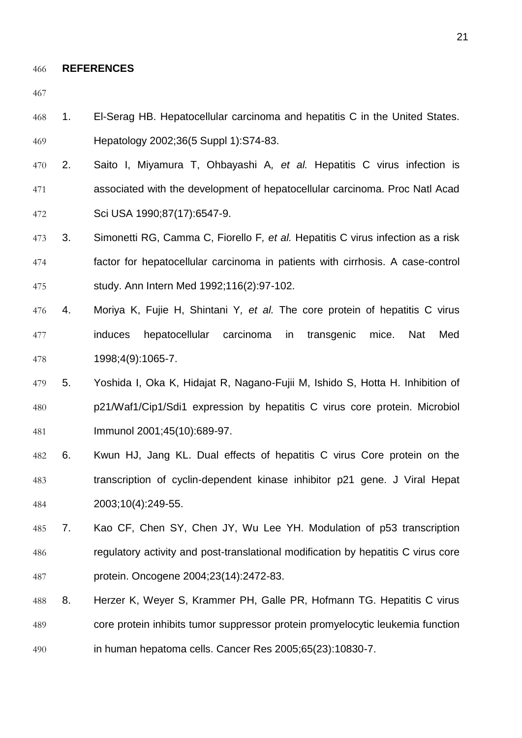## REFERENCES

1. El-Serag HB. Hepatocellular carcinoma and hepatitis C in the United States. Hepatology 2002;36(5 Suppl 1):S74-83.
2. Saito I, Miyamura T, Ohbayashi A*, et al.* Hepatitis C virus infection is associated with the development of hepatocellular carcinoma. Proc Natl Acad Sci USA 1990;87(17):6547-9.
3. Simonetti RG, Camma C, Fiorello F*, et al.* Hepatitis C virus infection as a risk factor for hepatocellular carcinoma in patients with cirrhosis. A case-control study. Ann Intern Med 1992;116(2):97-102.
4. Moriya K, Fujie H, Shintani Y*, et al.* The core protein of hepatitis C virus induces hepatocellular carcinoma in transgenic mice. Nat Med 1998;4(9):1065-7.
5. Yoshida I, Oka K, Hidajat R, Nagano-Fujii M, Ishido S, Hotta H. Inhibition of p21/Waf1/Cip1/Sdi1 expression by hepatitis C virus core protein. Microbiol Immunol 2001;45(10):689-97.
6. Kwun HJ, Jang KL. Dual effects of hepatitis C virus Core protein on the transcription of cyclin-dependent kinase inhibitor p21 gene. J Viral Hepat 2003;10(4):249-55.
7. Kao CF, Chen SY, Chen JY, Wu Lee YH. Modulation of p53 transcription regulatory activity and post-translational modification by hepatitis C virus core protein. Oncogene 2004;23(14):2472-83.
8. Herzer K, Weyer S, Krammer PH, Galle PR, Hofmann TG. Hepatitis C virus core protein inhibits tumor suppressor protein promyelocytic leukemia function in human hepatoma cells. Cancer Res 2005;65(23):10830-7.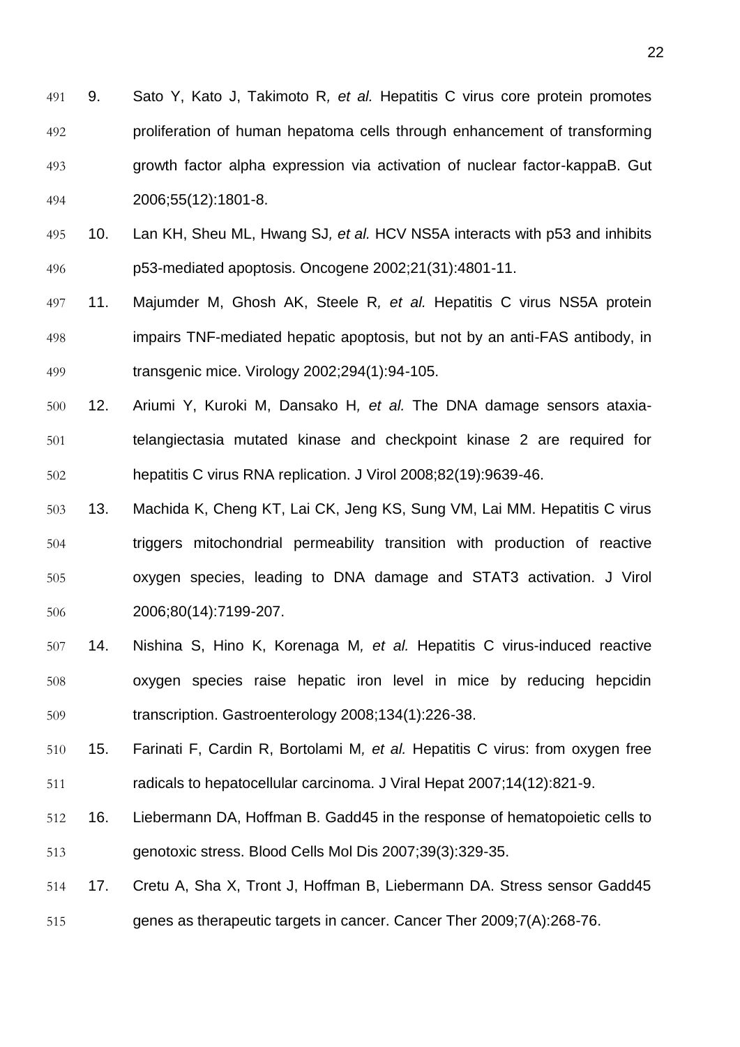9. Sato Y, Kato J, Takimoto R*, et al.* Hepatitis C virus core protein promotes proliferation of human hepatoma cells through enhancement of transforming growth factor alpha expression via activation of nuclear factor-kappaB. Gut 2006;55(12):1801-8.

10. Lan KH, Sheu ML, Hwang SJ*, et al.* HCV NS5A interacts with p53 and inhibits p53-mediated apoptosis. Oncogene 2002;21(31):4801-11.

11. Majumder M, Ghosh AK, Steele R*, et al.* Hepatitis C virus NS5A protein impairs TNF-mediated hepatic apoptosis, but not by an anti-FAS antibody, in transgenic mice. Virology 2002;294(1):94-105.

12. Ariumi Y, Kuroki M, Dansako H*, et al.* The DNA damage sensors ataxia-telangiectasia mutated kinase and checkpoint kinase 2 are required for hepatitis C virus RNA replication. J Virol 2008;82(19):9639-46.

13. Machida K, Cheng KT, Lai CK, Jeng KS, Sung VM, Lai MM. Hepatitis C virus triggers mitochondrial permeability transition with production of reactive oxygen species, leading to DNA damage and STAT3 activation. J Virol 2006;80(14):7199-207.

14. Nishina S, Hino K, Korenaga M*, et al.* Hepatitis C virus-induced reactive oxygen species raise hepatic iron level in mice by reducing hepcidin transcription. Gastroenterology 2008;134(1):226-38.

15. Farinati F, Cardin R, Bortolami M*, et al.* Hepatitis C virus: from oxygen free radicals to hepatocellular carcinoma. J Viral Hepat 2007;14(12):821-9.

16. Liebermann DA, Hoffman B. Gadd45 in the response of hematopoietic cells to genotoxic stress. Blood Cells Mol Dis 2007;39(3):329-35.

17. Cretu A, Sha X, Tront J, Hoffman B, Liebermann DA. Stress sensor Gadd45 genes as therapeutic targets in cancer. Cancer Ther 2009;7(A):268-76.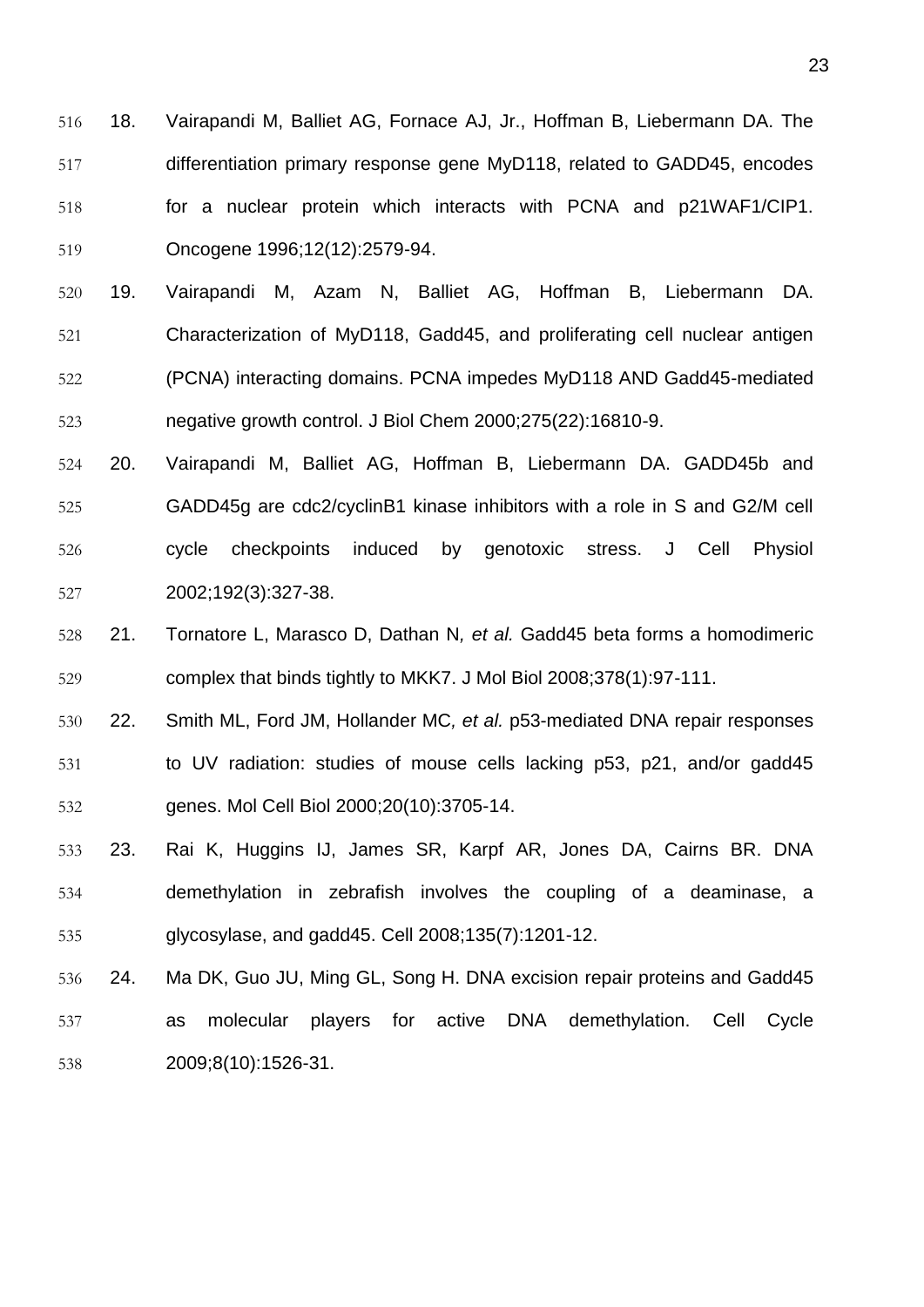18. Vairapandi M, Balliet AG, Fornace AJ, Jr., Hoffman B, Liebermann DA. The differentiation primary response gene MyD118, related to GADD45, encodes for a nuclear protein which interacts with PCNA and p21WAF1/CIP1. Oncogene 1996;12(12):2579-94.

19. Vairapandi M, Azam N, Balliet AG, Hoffman B, Liebermann DA. Characterization of MyD118, Gadd45, and proliferating cell nuclear antigen (PCNA) interacting domains. PCNA impedes MyD118 AND Gadd45-mediated negative growth control. J Biol Chem 2000;275(22):16810-9.

20. Vairapandi M, Balliet AG, Hoffman B, Liebermann DA. GADD45b and GADD45g are cdc2/cyclinB1 kinase inhibitors with a role in S and G2/M cell cycle checkpoints induced by genotoxic stress. J Cell Physiol 2002;192(3):327-38.

21. Tornatore L, Marasco D, Dathan N*, et al.* Gadd45 beta forms a homodimeric complex that binds tightly to MKK7. J Mol Biol 2008;378(1):97-111.

22. Smith ML, Ford JM, Hollander MC*, et al.* p53-mediated DNA repair responses to UV radiation: studies of mouse cells lacking p53, p21, and/or gadd45 genes. Mol Cell Biol 2000;20(10):3705-14.

23. Rai K, Huggins IJ, James SR, Karpf AR, Jones DA, Cairns BR. DNA demethylation in zebrafish involves the coupling of a deaminase, a glycosylase, and gadd45. Cell 2008;135(7):1201-12.

24. Ma DK, Guo JU, Ming GL, Song H. DNA excision repair proteins and Gadd45 as molecular players for active DNA demethylation. Cell Cycle 2009;8(10):1526-31.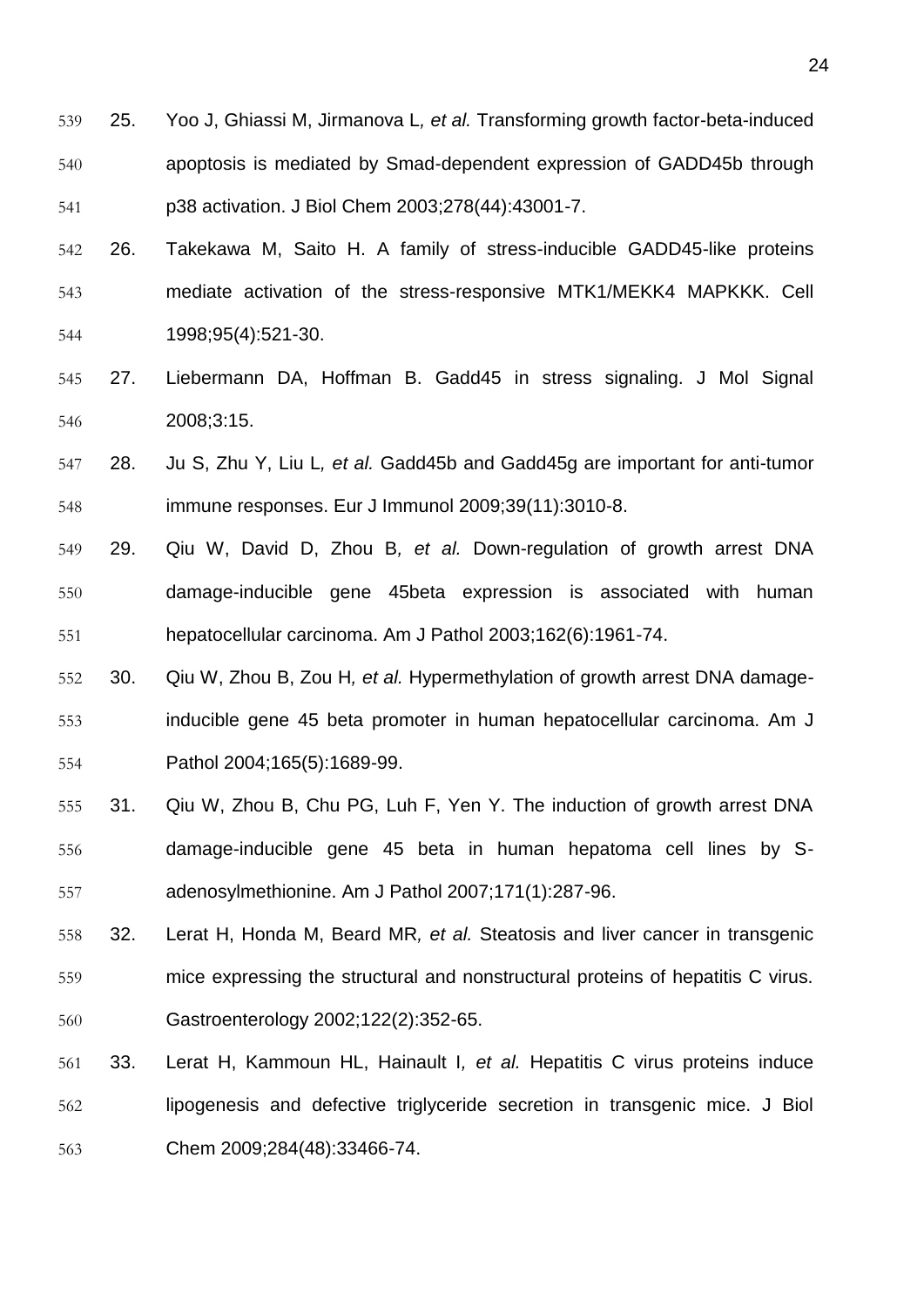25. Yoo J, Ghiassi M, Jirmanova L*, et al.* Transforming growth factor-beta-induced apoptosis is mediated by Smad-dependent expression of GADD45b through p38 activation. J Biol Chem 2003;278(44):43001-7.

26. Takekawa M, Saito H. A family of stress-inducible GADD45-like proteins mediate activation of the stress-responsive MTK1/MEKK4 MAPKKK. Cell 1998;95(4):521-30.

27. Liebermann DA, Hoffman B. Gadd45 in stress signaling. J Mol Signal 2008;3:15.

28. Ju S, Zhu Y, Liu L*, et al.* Gadd45b and Gadd45g are important for anti-tumor immune responses. Eur J Immunol 2009;39(11):3010-8.

29. Qiu W, David D, Zhou B*, et al.* Down-regulation of growth arrest DNA damage-inducible gene 45beta expression is associated with human hepatocellular carcinoma. Am J Pathol 2003;162(6):1961-74.

30. Qiu W, Zhou B, Zou H*, et al.* Hypermethylation of growth arrest DNA damage-inducible gene 45 beta promoter in human hepatocellular carcinoma. Am J Pathol 2004;165(5):1689-99.

31. Qiu W, Zhou B, Chu PG, Luh F, Yen Y. The induction of growth arrest DNA damage-inducible gene 45 beta in human hepatoma cell lines by S-adenosylmethionine. Am J Pathol 2007;171(1):287-96.

32. Lerat H, Honda M, Beard MR*, et al.* Steatosis and liver cancer in transgenic mice expressing the structural and nonstructural proteins of hepatitis C virus. Gastroenterology 2002;122(2):352-65.

33. Lerat H, Kammoun HL, Hainault I*, et al.* Hepatitis C virus proteins induce lipogenesis and defective triglyceride secretion in transgenic mice. J Biol Chem 2009;284(48):33466-74.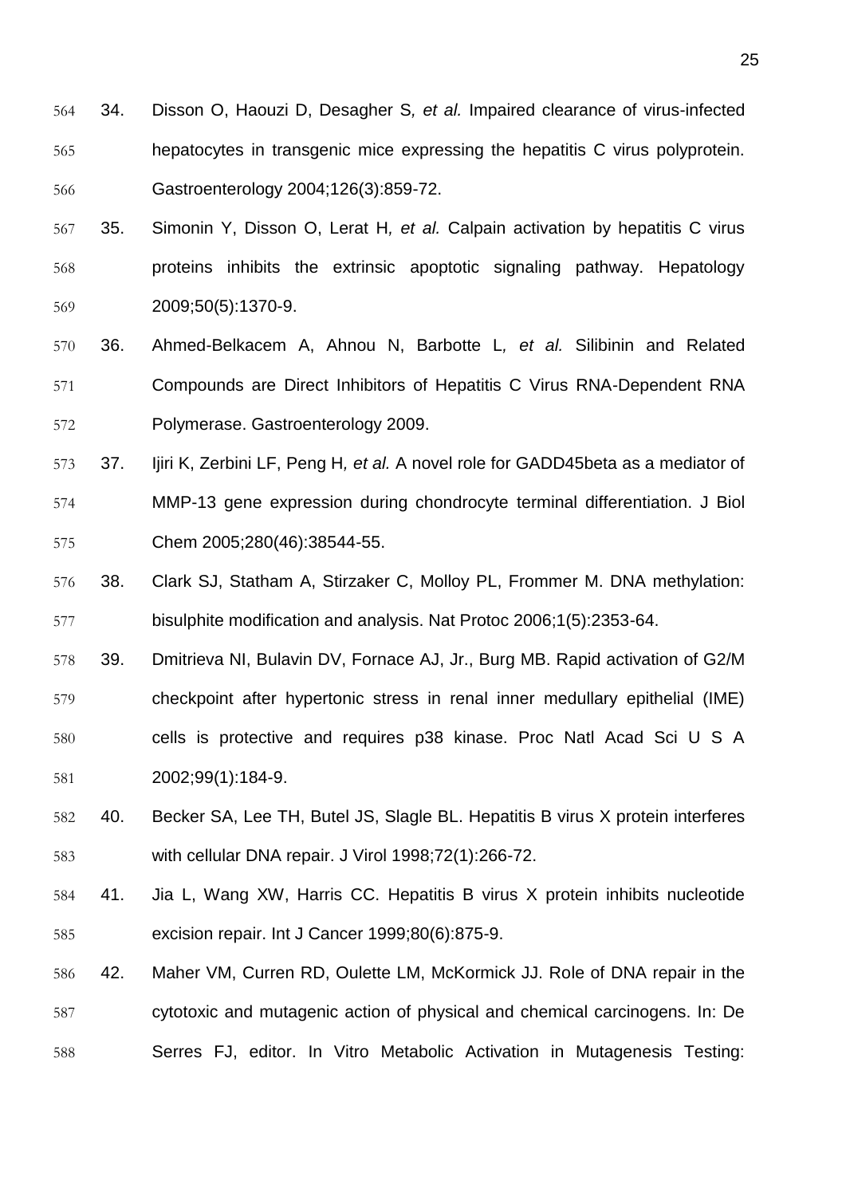34. Disson O, Haouzi D, Desagher S*, et al.* Impaired clearance of virus-infected hepatocytes in transgenic mice expressing the hepatitis C virus polyprotein. Gastroenterology 2004;126(3):859-72.
35. Simonin Y, Disson O, Lerat H*, et al.* Calpain activation by hepatitis C virus proteins inhibits the extrinsic apoptotic signaling pathway. Hepatology 2009;50(5):1370-9.
36. Ahmed-Belkacem A, Ahnou N, Barbotte L*, et al.* Silibinin and Related Compounds are Direct Inhibitors of Hepatitis C Virus RNA-Dependent RNA Polymerase. Gastroenterology 2009.
37. Ijiri K, Zerbini LF, Peng H*, et al.* A novel role for GADD45beta as a mediator of MMP-13 gene expression during chondrocyte terminal differentiation. J Biol Chem 2005;280(46):38544-55.
38. Clark SJ, Statham A, Stirzaker C, Molloy PL, Frommer M. DNA methylation: bisulphite modification and analysis. Nat Protoc 2006;1(5):2353-64.
39. Dmitrieva NI, Bulavin DV, Fornace AJ, Jr., Burg MB. Rapid activation of G2/M checkpoint after hypertonic stress in renal inner medullary epithelial (IME) cells is protective and requires p38 kinase. Proc Natl Acad Sci U S A 2002;99(1):184-9.
40. Becker SA, Lee TH, Butel JS, Slagle BL. Hepatitis B virus X protein interferes with cellular DNA repair. J Virol 1998;72(1):266-72.
41. Jia L, Wang XW, Harris CC. Hepatitis B virus X protein inhibits nucleotide excision repair. Int J Cancer 1999;80(6):875-9.
42. Maher VM, Curren RD, Oulette LM, McKormick JJ. Role of DNA repair in the cytotoxic and mutagenic action of physical and chemical carcinogens. In: De Serres FJ, editor. In Vitro Metabolic Activation in Mutagenesis Testing: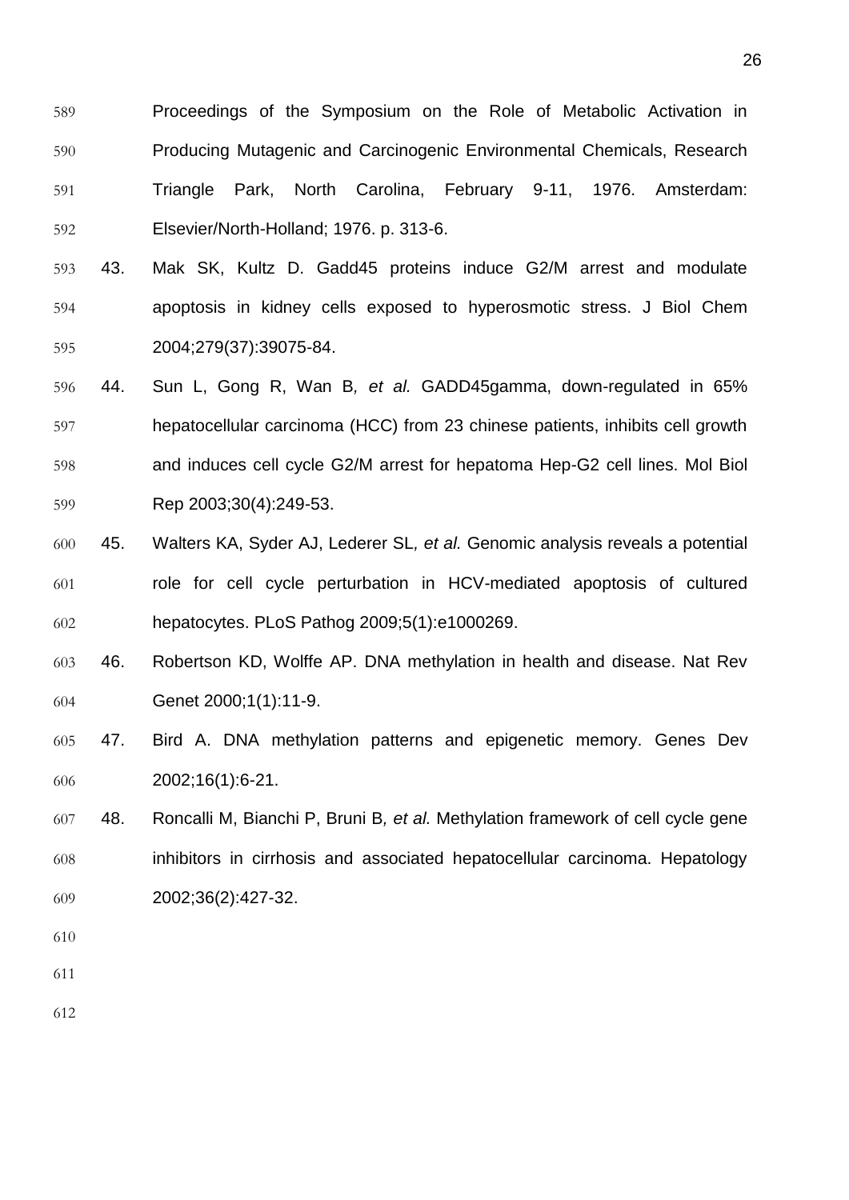Proceedings of the Symposium on the Role of Metabolic Activation in Producing Mutagenic and Carcinogenic Environmental Chemicals, Research Triangle Park, North Carolina, February 9-11, 1976. Amsterdam: Elsevier/North-Holland; 1976. p. 313-6.

43. Mak SK, Kultz D. Gadd45 proteins induce G2/M arrest and modulate apoptosis in kidney cells exposed to hyperosmotic stress. J Biol Chem 2004;279(37):39075-84.

44. Sun L, Gong R, Wan B*, et al.* GADD45gamma, down-regulated in 65% hepatocellular carcinoma (HCC) from 23 chinese patients, inhibits cell growth and induces cell cycle G2/M arrest for hepatoma Hep-G2 cell lines. Mol Biol Rep 2003;30(4):249-53.

45. Walters KA, Syder AJ, Lederer SL*, et al.* Genomic analysis reveals a potential role for cell cycle perturbation in HCV-mediated apoptosis of cultured hepatocytes. PLoS Pathog 2009;5(1):e1000269.

46. Robertson KD, Wolffe AP. DNA methylation in health and disease. Nat Rev Genet 2000;1(1):11-9.

47. Bird A. DNA methylation patterns and epigenetic memory. Genes Dev 2002;16(1):6-21.

48. Roncalli M, Bianchi P, Bruni B*, et al.* Methylation framework of cell cycle gene inhibitors in cirrhosis and associated hepatocellular carcinoma. Hepatology 2002;36(2):427-32.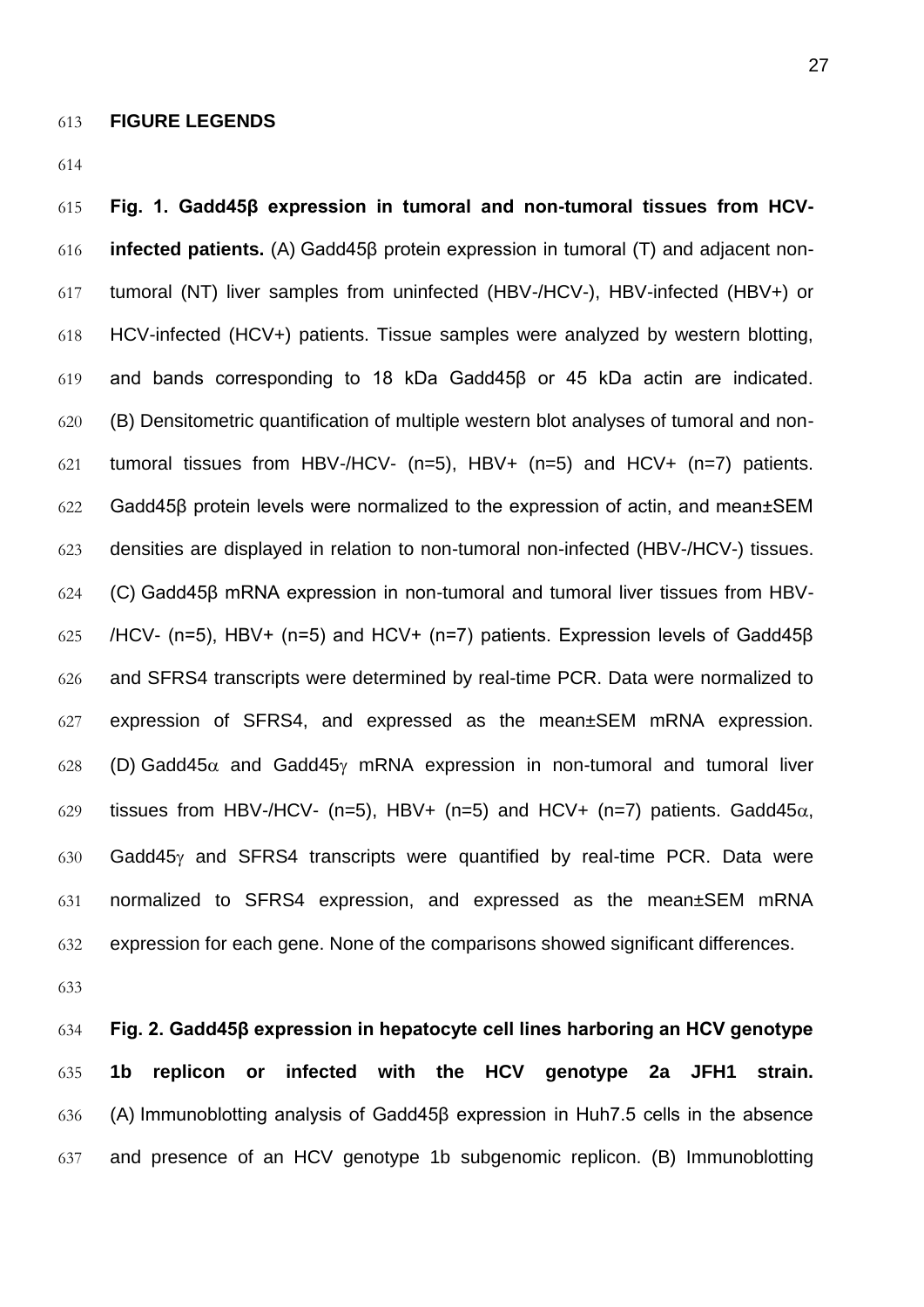**FIGURE LEGENDS**

**Fig. 1. Gadd45β expression in tumoral and non-tumoral tissues from HCV-infected patients.** (A) Gadd45β protein expression in tumoral (T) and adjacent non-tumoral (NT) liver samples from uninfected (HBV-/HCV-), HBV-infected (HBV+) or HCV-infected (HCV+) patients. Tissue samples were analyzed by western blotting, and bands corresponding to 18 kDa Gadd45β or 45 kDa actin are indicated. (B) Densitometric quantification of multiple western blot analyses of tumoral and non-tumoral tissues from HBV-/HCV- (n=5), HBV+ (n=5) and HCV+ (n=7) patients. Gadd45β protein levels were normalized to the expression of actin, and mean±SEM densities are displayed in relation to non-tumoral non-infected (HBV-/HCV-) tissues. (C) Gadd45β mRNA expression in non-tumoral and tumoral liver tissues from HBV-/HCV- (n=5), HBV+ (n=5) and HCV+ (n=7) patients. Expression levels of Gadd45β and SFRS4 transcripts were determined by real-time PCR. Data were normalized to expression of SFRS4, and expressed as the mean±SEM mRNA expression. (D) Gadd45$\alpha$ and Gadd45$\gamma$ mRNA expression in non-tumoral and tumoral liver tissues from HBV-/HCV- (n=5), HBV+ (n=5) and HCV+ (n=7) patients. Gadd45$\alpha$, Gadd45$\gamma$ and SFRS4 transcripts were quantified by real-time PCR. Data were normalized to SFRS4 expression, and expressed as the mean±SEM mRNA expression for each gene. None of the comparisons showed significant differences.

**Fig. 2. Gadd45β expression in hepatocyte cell lines harboring an HCV genotype 1b replicon or infected with the HCV genotype 2a JFH1 strain.** (A) Immunoblotting analysis of Gadd45β expression in Huh7.5 cells in the absence and presence of an HCV genotype 1b subgenomic replicon. (B) Immunoblotting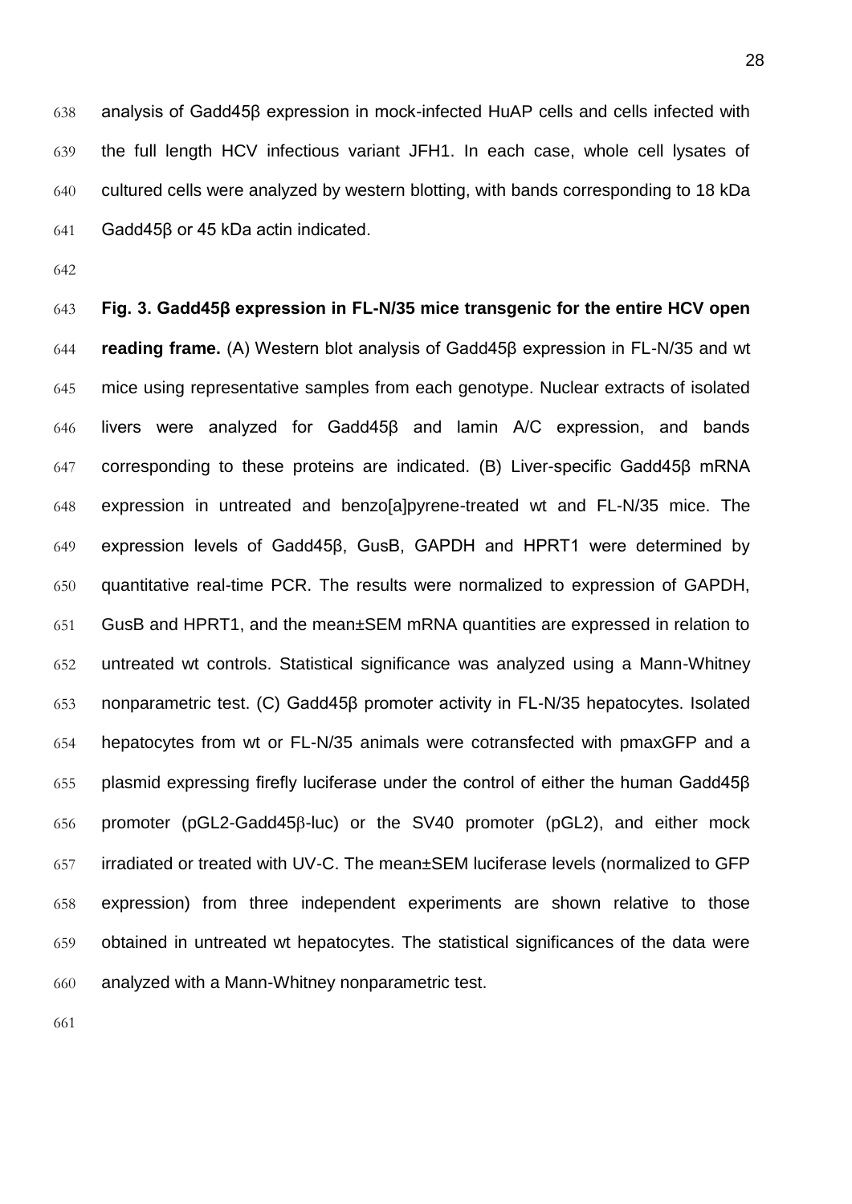analysis of Gadd45β expression in mock-infected HuAP cells and cells infected with the full length HCV infectious variant JFH1. In each case, whole cell lysates of cultured cells were analyzed by western blotting, with bands corresponding to 18 kDa Gadd45β or 45 kDa actin indicated.

**Fig. 3. Gadd45β expression in FL-N/35 mice transgenic for the entire HCV open reading frame.** (A) Western blot analysis of Gadd45β expression in FL-N/35 and wt mice using representative samples from each genotype. Nuclear extracts of isolated livers were analyzed for Gadd45β and lamin A/C expression, and bands corresponding to these proteins are indicated. (B) Liver-specific Gadd45β mRNA expression in untreated and benzo[a]pyrene-treated wt and FL-N/35 mice. The expression levels of Gadd45β, GusB, GAPDH and HPRT1 were determined by quantitative real-time PCR. The results were normalized to expression of GAPDH, GusB and HPRT1, and the mean±SEM mRNA quantities are expressed in relation to untreated wt controls. Statistical significance was analyzed using a Mann-Whitney nonparametric test. (C) Gadd45β promoter activity in FL-N/35 hepatocytes. Isolated hepatocytes from wt or FL-N/35 animals were cotransfected with pmaxGFP and a plasmid expressing firefly luciferase under the control of either the human Gadd45β promoter (pGL2-Gadd45β-luc) or the SV40 promoter (pGL2), and either mock irradiated or treated with UV-C. The mean±SEM luciferase levels (normalized to GFP expression) from three independent experiments are shown relative to those obtained in untreated wt hepatocytes. The statistical significances of the data were analyzed with a Mann-Whitney nonparametric test.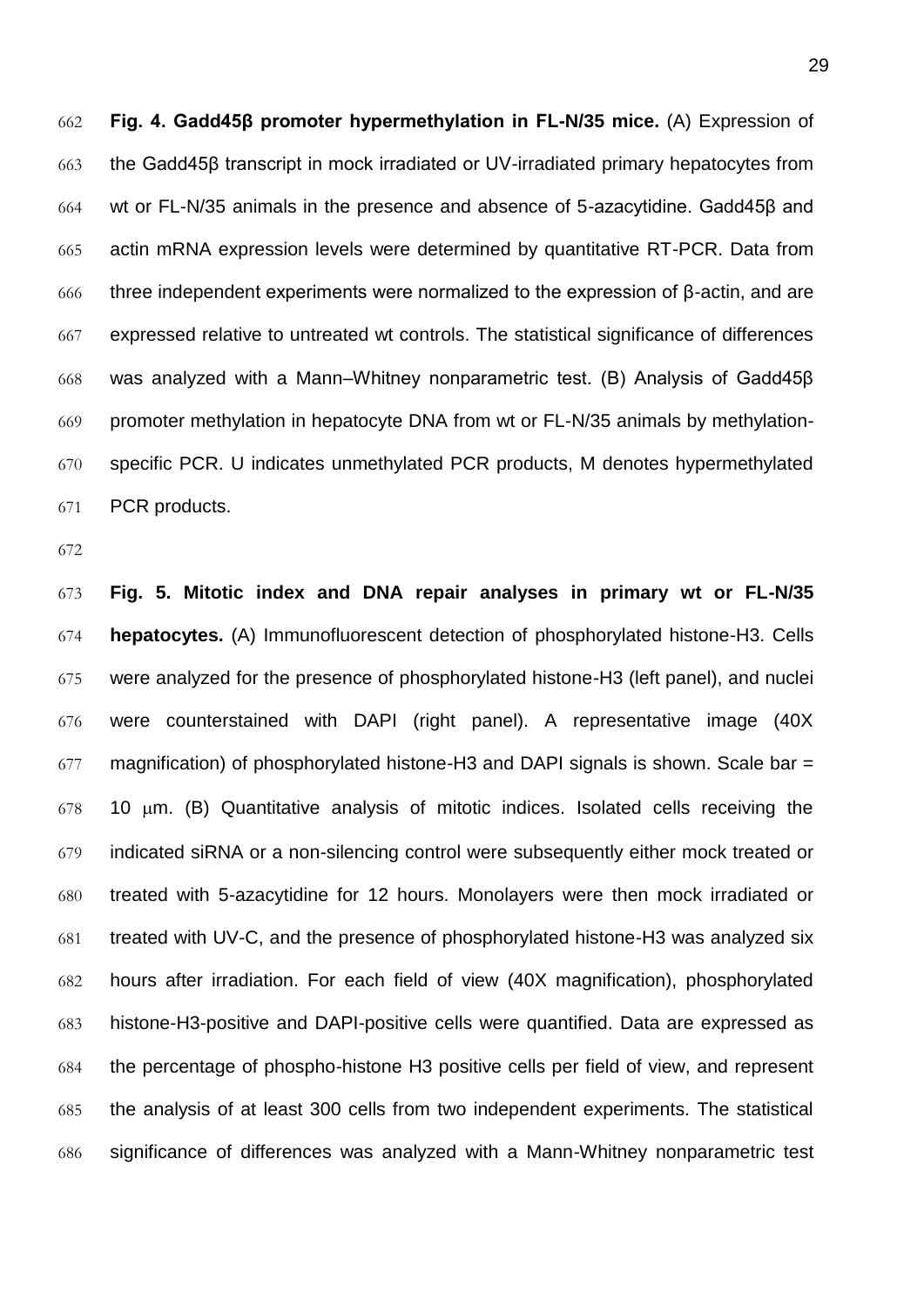**Fig. 4. Gadd45β promoter hypermethylation in FL-N/35 mice.** (A) Expression of the Gadd45β transcript in mock irradiated or UV-irradiated primary hepatocytes from wt or FL-N/35 animals in the presence and absence of 5-azacytidine. Gadd45β and actin mRNA expression levels were determined by quantitative RT-PCR. Data from three independent experiments were normalized to the expression of β-actin, and are expressed relative to untreated wt controls. The statistical significance of differences was analyzed with a Mann–Whitney nonparametric test. (B) Analysis of Gadd45β promoter methylation in hepatocyte DNA from wt or FL-N/35 animals by methylation-specific PCR. U indicates unmethylated PCR products, M denotes hypermethylated PCR products.

**Fig. 5. Mitotic index and DNA repair analyses in primary wt or FL-N/35 hepatocytes.** (A) Immunofluorescent detection of phosphorylated histone-H3. Cells were analyzed for the presence of phosphorylated histone-H3 (left panel), and nuclei were counterstained with DAPI (right panel). A representative image (40X magnification) of phosphorylated histone-H3 and DAPI signals is shown. Scale bar = 10 μm. (B) Quantitative analysis of mitotic indices. Isolated cells receiving the indicated siRNA or a non-silencing control were subsequently either mock treated or treated with 5-azacytidine for 12 hours. Monolayers were then mock irradiated or treated with UV-C, and the presence of phosphorylated histone-H3 was analyzed six hours after irradiation. For each field of view (40X magnification), phosphorylated histone-H3-positive and DAPI-positive cells were quantified. Data are expressed as the percentage of phospho-histone H3 positive cells per field of view, and represent the analysis of at least 300 cells from two independent experiments. The statistical significance of differences was analyzed with a Mann-Whitney nonparametric test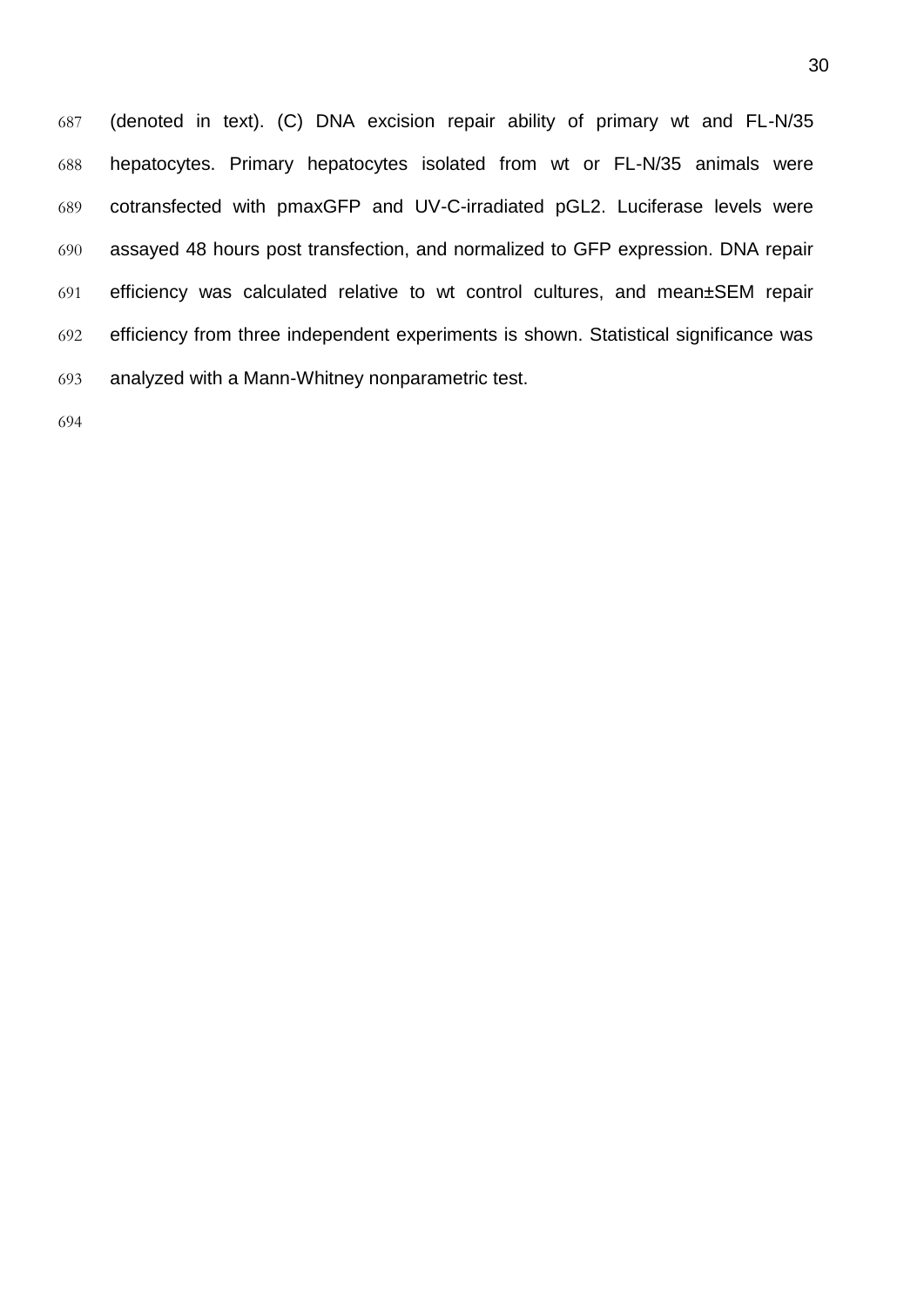(denoted in text). (C) DNA excision repair ability of primary wt and FL-N/35 hepatocytes. Primary hepatocytes isolated from wt or FL-N/35 animals were cotransfected with pmaxGFP and UV-C-irradiated pGL2. Luciferase levels were assayed 48 hours post transfection, and normalized to GFP expression. DNA repair efficiency was calculated relative to wt control cultures, and mean±SEM repair efficiency from three independent experiments is shown. Statistical significance was analyzed with a Mann-Whitney nonparametric test.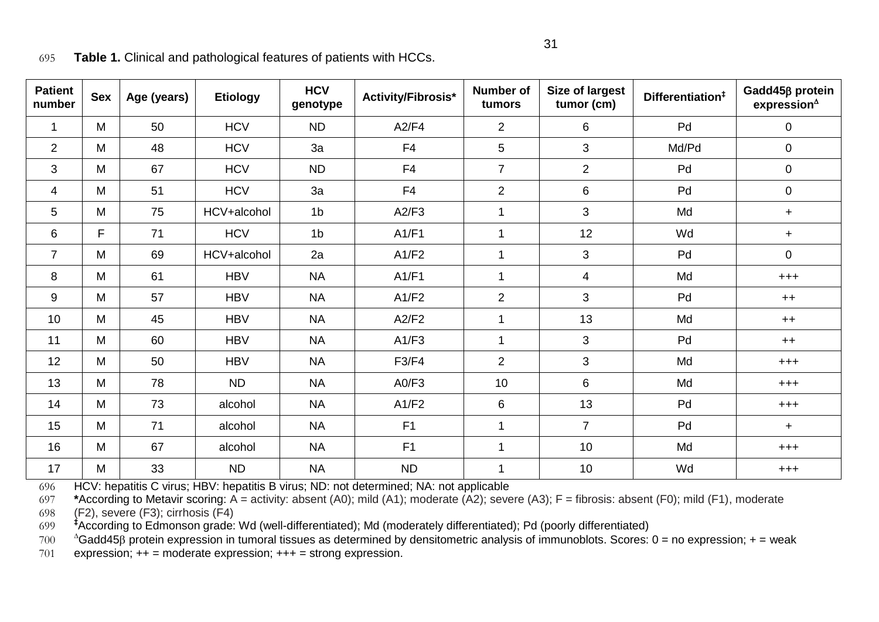**Table 1.** Clinical and pathological features of patients with HCCs.

| Patient number | Sex | Age (years) | Etiology | HCV genotype | Activity/Fibrosis* | Number of tumors | Size of largest tumor (cm) | Differentiation‡ | Gadd45β protein expression$^{\Delta}$ |
|---|---|---|---|---|---|---|---|---|---|
| 1 | M | 50 | HCV | ND | A2/F4 | 2 | 6 | Pd | 0 |
| 2 | M | 48 | HCV | 3a | F4 | 5 | 3 | Md/Pd | 0 |
| 3 | M | 67 | HCV | ND | F4 | 7 | 2 | Pd | 0 |
| 4 | M | 51 | HCV | 3a | F4 | 2 | 6 | Pd | 0 |
| 5 | M | 75 | HCV+alcohol | 1b | A2/F3 | 1 | 3 | Md | + |
| 6 | F | 71 | HCV | 1b | A1/F1 | 1 | 12 | Wd | + |
| 7 | M | 69 | HCV+alcohol | 2a | A1/F2 | 1 | 3 | Pd | 0 |
| 8 | M | 61 | HBV | NA | A1/F1 | 1 | 4 | Md | +++ |
| 9 | M | 57 | HBV | NA | A1/F2 | 2 | 3 | Pd | ++ |
| 10 | M | 45 | HBV | NA | A2/F2 | 1 | 13 | Md | ++ |
| 11 | M | 60 | HBV | NA | A1/F3 | 1 | 3 | Pd | ++ |
| 12 | M | 50 | HBV | NA | F3/F4 | 2 | 3 | Md | +++ |
| 13 | M | 78 | ND | NA | A0/F3 | 10 | 6 | Md | +++ |
| 14 | M | 73 | alcohol | NA | A1/F2 | 6 | 13 | Pd | +++ |
| 15 | M | 71 | alcohol | NA | F1 | 1 | 7 | Pd | + |
| 16 | M | 67 | alcohol | NA | F1 | 1 | 10 | Md | +++ |
| 17 | M | 33 | ND | NA | ND | 1 | 10 | Wd | +++ |

HCV: hepatitis C virus; HBV: hepatitis B virus; ND: not determined; NA: not applicable

**\***According to Metavir scoring: A = activity: absent (A0); mild (A1); moderate (A2); severe (A3); F = fibrosis: absent (F0); mild (F1), moderate (F2), severe (F3); cirrhosis (F4)

**‡**According to Edmonson grade: Wd (well-differentiated); Md (moderately differentiated); Pd (poorly differentiated)

$^{\Delta}$Gadd45β protein expression in tumoral tissues as determined by densitometric analysis of immunoblots. Scores: 0 = no expression; + = weak expression; ++ = moderate expression; +++ = strong expression.